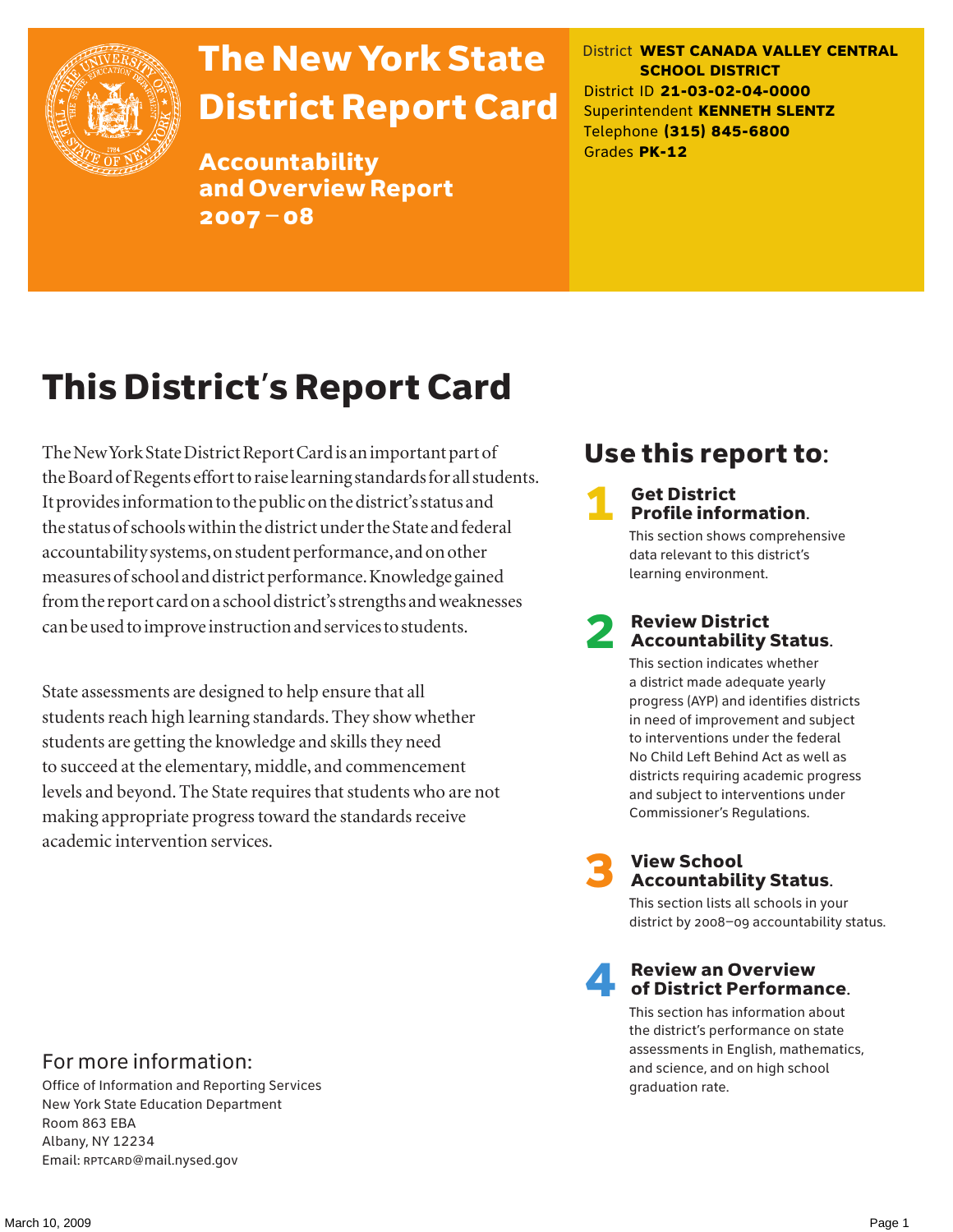# The New York State District Report Card

## Accountability and Overview Report 2007–08

District **WEST CANADA VALLEY CENTRAL SCHOOL DISTRICT**
District ID **21-03-02-04-0000**
Superintendent **KENNETH SLENTZ**
Telephone **(315) 845-6800**
Grades **PK-12**

# This District's Report Card

The New York State District Report Card is an important part of the Board of Regents effort to raise learning standards for all students. It provides information to the public on the district's status and the status of schools within the district under the State and federal accountability systems, on student performance, and on other measures of school and district performance. Knowledge gained from the report card on a school district's strengths and weaknesses can be used to improve instruction and services to students.

State assessments are designed to help ensure that all students reach high learning standards. They show whether students are getting the knowledge and skills they need to succeed at the elementary, middle, and commencement levels and beyond. The State requires that students who are not making appropriate progress toward the standards receive academic intervention services.

## Use this report to:

**1 Get District Profile information.**
This section shows comprehensive data relevant to this district's learning environment.

**2 Review District Accountability Status.**
This section indicates whether a district made adequate yearly progress (AYP) and identifies districts in need of improvement and subject to interventions under the federal No Child Left Behind Act as well as districts requiring academic progress and subject to interventions under Commissioner's Regulations.

**3 View School Accountability Status.**
This section lists all schools in your district by 2008–09 accountability status.

**4 Review an Overview of District Performance.**
This section has information about the district's performance on state assessments in English, mathematics, and science, and on high school graduation rate.

## For more information:

Office of Information and Reporting Services
New York State Education Department
Room 863 EBA
Albany, NY 12234
Email: RPTCARD@mail.nysed.gov

March 10, 2009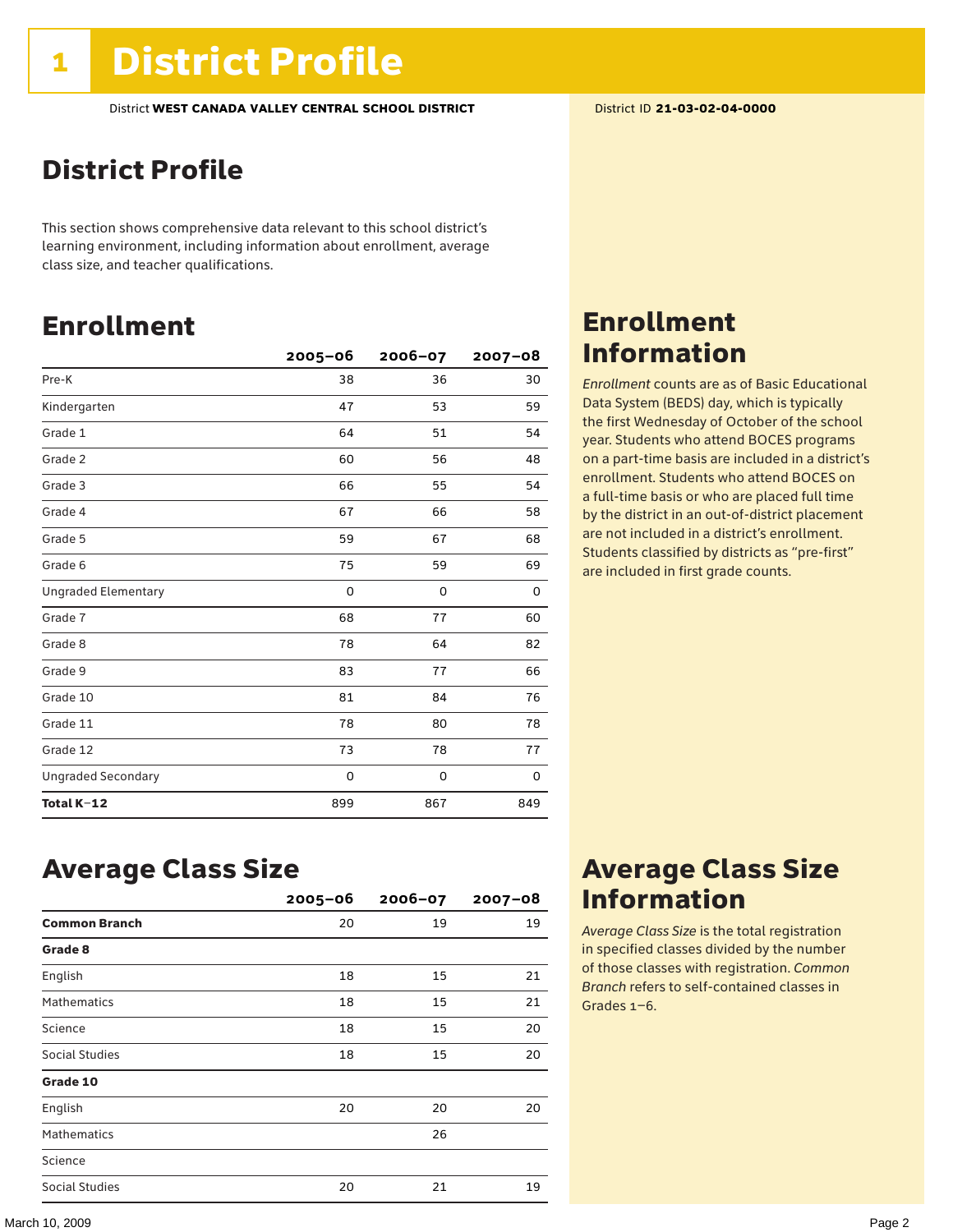# 1 District Profile

District **WEST CANADA VALLEY CENTRAL SCHOOL DISTRICT**

District ID **21-03-02-04-0000**

## District Profile

This section shows comprehensive data relevant to this school district's learning environment, including information about enrollment, average class size, and teacher qualifications.

## Enrollment

| | 2005–06 | 2006–07 | 2007–08 |
|---|---|---|---|
| Pre-K | 38 | 36 | 30 |
| Kindergarten | 47 | 53 | 59 |
| Grade 1 | 64 | 51 | 54 |
| Grade 2 | 60 | 56 | 48 |
| Grade 3 | 66 | 55 | 54 |
| Grade 4 | 67 | 66 | 58 |
| Grade 5 | 59 | 67 | 68 |
| Grade 6 | 75 | 59 | 69 |
| Ungraded Elementary | 0 | 0 | 0 |
| Grade 7 | 68 | 77 | 60 |
| Grade 8 | 78 | 64 | 82 |
| Grade 9 | 83 | 77 | 66 |
| Grade 10 | 81 | 84 | 76 |
| Grade 11 | 78 | 80 | 78 |
| Grade 12 | 73 | 78 | 77 |
| Ungraded Secondary | 0 | 0 | 0 |
| **Total K–12** | 899 | 867 | 849 |

## Enrollment Information

*Enrollment* counts are as of Basic Educational Data System (BEDS) day, which is typically the first Wednesday of October of the school year. Students who attend BOCES programs on a part-time basis are included in a district's enrollment. Students who attend BOCES on a full-time basis or who are placed full time by the district in an out-of-district placement are not included in a district's enrollment. Students classified by districts as "pre-first" are included in first grade counts.

## Average Class Size

| | 2005–06 | 2006–07 | 2007–08 |
|---|---|---|---|
| **Common Branch** | 20 | 19 | 19 |
| **Grade 8** | | | |
| English | 18 | 15 | 21 |
| Mathematics | 18 | 15 | 21 |
| Science | 18 | 15 | 20 |
| Social Studies | 18 | 15 | 20 |
| **Grade 10** | | | |
| English | 20 | 20 | 20 |
| Mathematics | | 26 | |
| Science | | | |
| Social Studies | 20 | 21 | 19 |

## Average Class Size Information

*Average Class Size* is the total registration in specified classes divided by the number of those classes with registration. *Common Branch* refers to self-contained classes in Grades 1–6.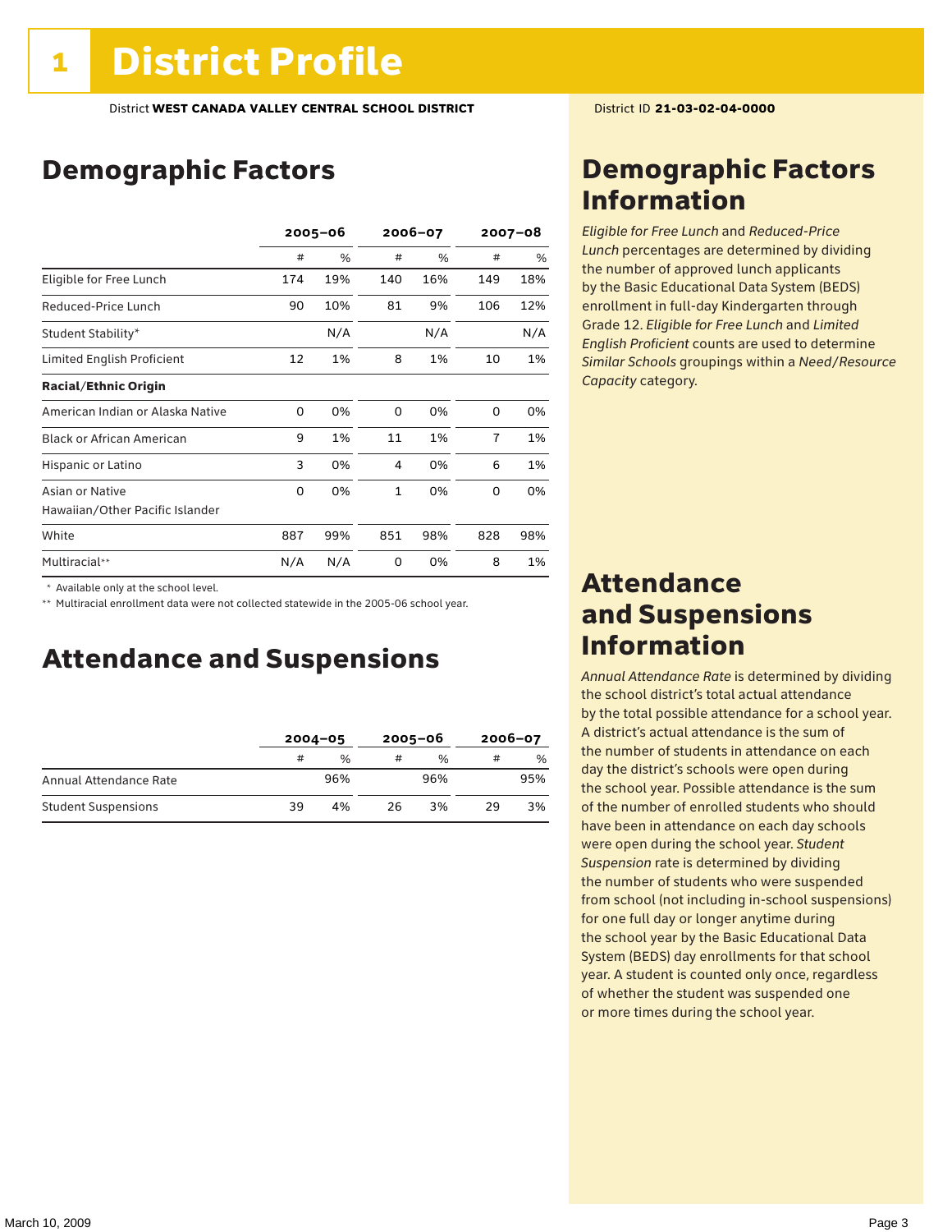# 1 District Profile

District **WEST CANADA VALLEY CENTRAL SCHOOL DISTRICT**

District ID **21-03-02-04-0000**

## Demographic Factors

| | 2005–06 | | 2006–07 | | 2007–08 | |
|---|---|---|---|---|---|---|
| | # | % | # | % | # | % |
| Eligible for Free Lunch | 174 | 19% | 140 | 16% | 149 | 18% |
| Reduced-Price Lunch | 90 | 10% | 81 | 9% | 106 | 12% |
| Student Stability* | | N/A | | N/A | | N/A |
| Limited English Proficient | 12 | 1% | 8 | 1% | 10 | 1% |
| **Racial/Ethnic Origin** | | | | | | |
| American Indian or Alaska Native | 0 | 0% | 0 | 0% | 0 | 0% |
| Black or African American | 9 | 1% | 11 | 1% | 7 | 1% |
| Hispanic or Latino | 3 | 0% | 4 | 0% | 6 | 1% |
| Asian or Native Hawaiian/Other Pacific Islander | 0 | 0% | 1 | 0% | 0 | 0% |
| White | 887 | 99% | 851 | 98% | 828 | 98% |
| Multiracial** | N/A | N/A | 0 | 0% | 8 | 1% |

\* Available only at the school level.

\** Multiracial enrollment data were not collected statewide in the 2005-06 school year.

## Attendance and Suspensions

| | 2004–05 | | 2005–06 | | 2006–07 | |
|---|---|---|---|---|---|---|
| | # | % | # | % | # | % |
| Annual Attendance Rate | | 96% | | 96% | | 95% |
| Student Suspensions | 39 | 4% | 26 | 3% | 29 | 3% |

## Demographic Factors Information

*Eligible for Free Lunch* and *Reduced-Price Lunch* percentages are determined by dividing the number of approved lunch applicants by the Basic Educational Data System (BEDS) enrollment in full-day Kindergarten through Grade 12. *Eligible for Free Lunch* and *Limited English Proficient* counts are used to determine *Similar Schools* groupings within a *Need/Resource Capacity* category.

## Attendance and Suspensions Information

*Annual Attendance Rate* is determined by dividing the school district's total actual attendance by the total possible attendance for a school year. A district's actual attendance is the sum of the number of students in attendance on each day the district's schools were open during the school year. Possible attendance is the sum of the number of enrolled students who should have been in attendance on each day schools were open during the school year. *Student Suspension* rate is determined by dividing the number of students who were suspended from school (not including in-school suspensions) for one full day or longer anytime during the school year by the Basic Educational Data System (BEDS) day enrollments for that school year. A student is counted only once, regardless of whether the student was suspended one or more times during the school year.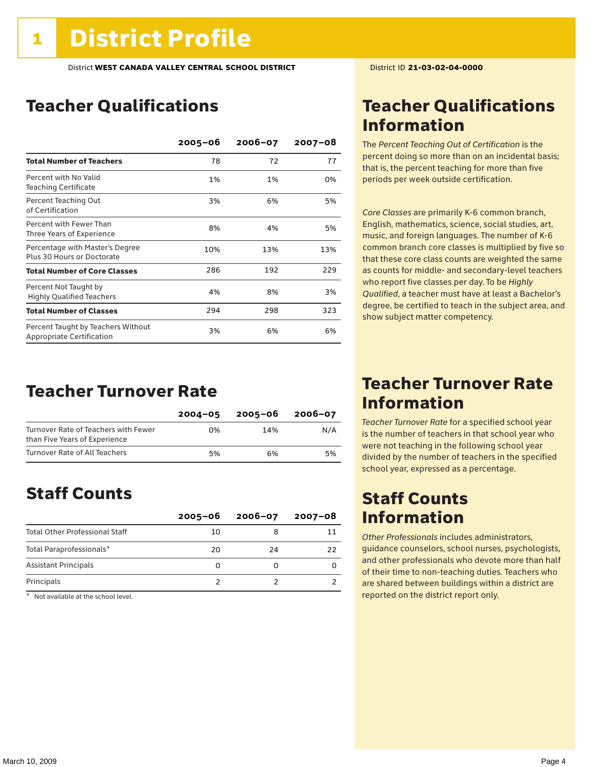# 1 District Profile

District **WEST CANADA VALLEY CENTRAL SCHOOL DISTRICT**

District ID **21-03-02-04-0000**

## Teacher Qualifications

| | 2005–06 | 2006–07 | 2007–08 |
|---|---|---|---|
| **Total Number of Teachers** | 78 | 72 | 77 |
| Percent with No Valid Teaching Certificate | 1% | 1% | 0% |
| Percent Teaching Out of Certification | 3% | 6% | 5% |
| Percent with Fewer Than Three Years of Experience | 8% | 4% | 5% |
| Percentage with Master's Degree Plus 30 Hours or Doctorate | 10% | 13% | 13% |
| **Total Number of Core Classes** | 286 | 192 | 229 |
| Percent Not Taught by Highly Qualified Teachers | 4% | 8% | 3% |
| **Total Number of Classes** | 294 | 298 | 323 |
| Percent Taught by Teachers Without Appropriate Certification | 3% | 6% | 6% |

## Teacher Qualifications Information

The *Percent Teaching Out of Certification* is the percent doing so more than on an incidental basis; that is, the percent teaching for more than five periods per week outside certification.

*Core Classes* are primarily K-6 common branch, English, mathematics, science, social studies, art, music, and foreign languages. The number of K-6 common branch core classes is multiplied by five so that these core class counts are weighted the same as counts for middle- and secondary-level teachers who report five classes per day. To be *Highly Qualified*, a teacher must have at least a Bachelor's degree, be certified to teach in the subject area, and show subject matter competency.

## Teacher Turnover Rate

| | 2004–05 | 2005–06 | 2006–07 |
|---|---|---|---|
| Turnover Rate of Teachers with Fewer than Five Years of Experience | 0% | 14% | N/A |
| Turnover Rate of All Teachers | 5% | 6% | 5% |

## Teacher Turnover Rate Information

*Teacher Turnover Rate* for a specified school year is the number of teachers in that school year who were not teaching in the following school year divided by the number of teachers in the specified school year, expressed as a percentage.

## Staff Counts

| | 2005–06 | 2006–07 | 2007–08 |
|---|---|---|---|
| Total Other Professional Staff | 10 | 8 | 11 |
| Total Paraprofessionals* | 20 | 24 | 22 |
| Assistant Principals | 0 | 0 | 0 |
| Principals | 2 | 2 | 2 |

\* Not available at the school level.

## Staff Counts Information

*Other Professionals* includes administrators, guidance counselors, school nurses, psychologists, and other professionals who devote more than half of their time to non-teaching duties. Teachers who are shared between buildings within a district are reported on the district report only.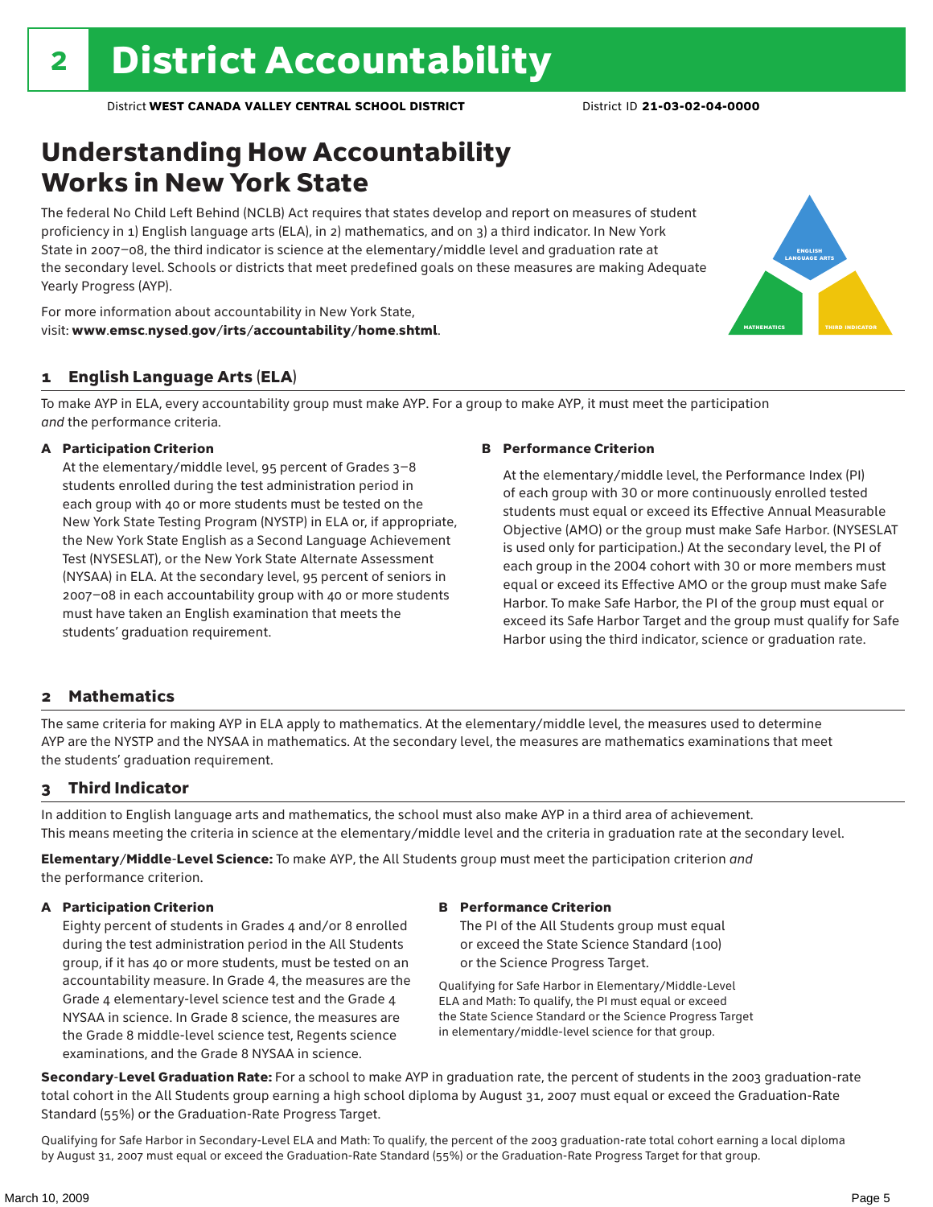# 2 District Accountability

District **WEST CANADA VALLEY CENTRAL SCHOOL DISTRICT** District ID **21-03-02-04-0000**

## Understanding How Accountability Works in New York State

The federal No Child Left Behind (NCLB) Act requires that states develop and report on measures of student proficiency in 1) English language arts (ELA), in 2) mathematics, and on 3) a third indicator. In New York State in 2007–08, the third indicator is science at the elementary/middle level and graduation rate at the secondary level. Schools or districts that meet predefined goals on these measures are making Adequate Yearly Progress (AYP).

For more information about accountability in New York State, visit: **www.emsc.nysed.gov/irts/accountability/home.shtml**.

### 1 English Language Arts (ELA)

To make AYP in ELA, every accountability group must make AYP. For a group to make AYP, it must meet the participation *and* the performance criteria.

**A Participation Criterion**

At the elementary/middle level, 95 percent of Grades 3–8 students enrolled during the test administration period in each group with 40 or more students must be tested on the New York State Testing Program (NYSTP) in ELA or, if appropriate, the New York State English as a Second Language Achievement Test (NYSESLAT), or the New York State Alternate Assessment (NYSAA) in ELA. At the secondary level, 95 percent of seniors in 2007–08 in each accountability group with 40 or more students must have taken an English examination that meets the students' graduation requirement.

**B Performance Criterion**

At the elementary/middle level, the Performance Index (PI) of each group with 30 or more continuously enrolled tested students must equal or exceed its Effective Annual Measurable Objective (AMO) or the group must make Safe Harbor. (NYSESLAT is used only for participation.) At the secondary level, the PI of each group in the 2004 cohort with 30 or more members must equal or exceed its Effective AMO or the group must make Safe Harbor. To make Safe Harbor, the PI of the group must equal or exceed its Safe Harbor Target and the group must qualify for Safe Harbor using the third indicator, science or graduation rate.

### 2 Mathematics

The same criteria for making AYP in ELA apply to mathematics. At the elementary/middle level, the measures used to determine AYP are the NYSTP and the NYSAA in mathematics. At the secondary level, the measures are mathematics examinations that meet the students' graduation requirement.

### 3 Third Indicator

In addition to English language arts and mathematics, the school must also make AYP in a third area of achievement. This means meeting the criteria in science at the elementary/middle level and the criteria in graduation rate at the secondary level.

**Elementary/Middle-Level Science:** To make AYP, the All Students group must meet the participation criterion *and* the performance criterion.

**A Participation Criterion**

Eighty percent of students in Grades 4 and/or 8 enrolled during the test administration period in the All Students group, if it has 40 or more students, must be tested on an accountability measure. In Grade 4, the measures are the Grade 4 elementary-level science test and the Grade 4 NYSAA in science. In Grade 8 science, the measures are the Grade 8 middle-level science test, Regents science examinations, and the Grade 8 NYSAA in science.

**B Performance Criterion**

The PI of the All Students group must equal or exceed the State Science Standard (100) or the Science Progress Target.

Qualifying for Safe Harbor in Elementary/Middle-Level ELA and Math: To qualify, the PI must equal or exceed the State Science Standard or the Science Progress Target in elementary/middle-level science for that group.

**Secondary-Level Graduation Rate:** For a school to make AYP in graduation rate, the percent of students in the 2003 graduation-rate total cohort in the All Students group earning a high school diploma by August 31, 2007 must equal or exceed the Graduation-Rate Standard (55%) or the Graduation-Rate Progress Target.

Qualifying for Safe Harbor in Secondary-Level ELA and Math: To qualify, the percent of the 2003 graduation-rate total cohort earning a local diploma by August 31, 2007 must equal or exceed the Graduation-Rate Standard (55%) or the Graduation-Rate Progress Target for that group.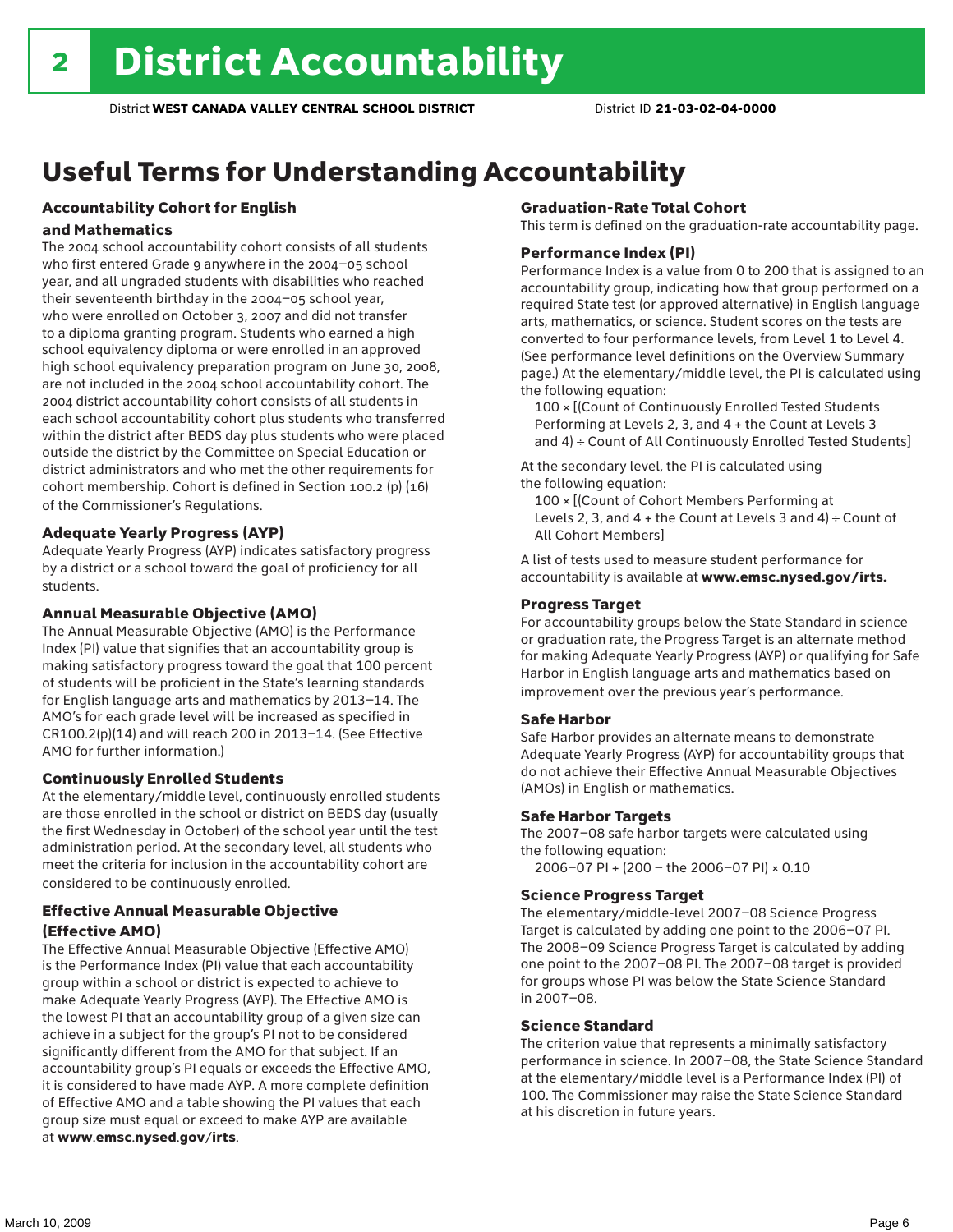# 2 District Accountability

District **WEST CANADA VALLEY CENTRAL SCHOOL DISTRICT** District ID **21-03-02-04-0000**

## Useful Terms for Understanding Accountability

### Accountability Cohort for English and Mathematics

The 2004 school accountability cohort consists of all students who first entered Grade 9 anywhere in the 2004–05 school year, and all ungraded students with disabilities who reached their seventeenth birthday in the 2004–05 school year, who were enrolled on October 3, 2007 and did not transfer to a diploma granting program. Students who earned a high school equivalency diploma or were enrolled in an approved high school equivalency preparation program on June 30, 2008, are not included in the 2004 school accountability cohort. The 2004 district accountability cohort consists of all students in each school accountability cohort plus students who transferred within the district after BEDS day plus students who were placed outside the district by the Committee on Special Education or district administrators and who met the other requirements for cohort membership. Cohort is defined in Section 100.2 (p) (16) of the Commissioner's Regulations.

### Adequate Yearly Progress (AYP)

Adequate Yearly Progress (AYP) indicates satisfactory progress by a district or a school toward the goal of proficiency for all students.

### Annual Measurable Objective (AMO)

The Annual Measurable Objective (AMO) is the Performance Index (PI) value that signifies that an accountability group is making satisfactory progress toward the goal that 100 percent of students will be proficient in the State's learning standards for English language arts and mathematics by 2013–14. The AMO's for each grade level will be increased as specified in CR100.2(p)(14) and will reach 200 in 2013–14. (See Effective AMO for further information.)

### Continuously Enrolled Students

At the elementary/middle level, continuously enrolled students are those enrolled in the school or district on BEDS day (usually the first Wednesday in October) of the school year until the test administration period. At the secondary level, all students who meet the criteria for inclusion in the accountability cohort are considered to be continuously enrolled.

### Effective Annual Measurable Objective (Effective AMO)

The Effective Annual Measurable Objective (Effective AMO) is the Performance Index (PI) value that each accountability group within a school or district is expected to achieve to make Adequate Yearly Progress (AYP). The Effective AMO is the lowest PI that an accountability group of a given size can achieve in a subject for the group's PI not to be considered significantly different from the AMO for that subject. If an accountability group's PI equals or exceeds the Effective AMO, it is considered to have made AYP. A more complete definition of Effective AMO and a table showing the PI values that each group size must equal or exceed to make AYP are available at **www.emsc.nysed.gov/irts**.

### Graduation-Rate Total Cohort

This term is defined on the graduation-rate accountability page.

### Performance Index (PI)

Performance Index is a value from 0 to 200 that is assigned to an accountability group, indicating how that group performed on a required State test (or approved alternative) in English language arts, mathematics, or science. Student scores on the tests are converted to four performance levels, from Level 1 to Level 4. (See performance level definitions on the Overview Summary page.) At the elementary/middle level, the PI is calculated using the following equation:

100 × [(Count of Continuously Enrolled Tested Students Performing at Levels 2, 3, and 4 + the Count at Levels 3 and 4) ÷ Count of All Continuously Enrolled Tested Students]

At the secondary level, the PI is calculated using the following equation:

100 × [(Count of Cohort Members Performing at Levels 2, 3, and 4 + the Count at Levels 3 and 4) ÷ Count of All Cohort Members]

A list of tests used to measure student performance for accountability is available at **www.emsc.nysed.gov/irts.**

### Progress Target

For accountability groups below the State Standard in science or graduation rate, the Progress Target is an alternate method for making Adequate Yearly Progress (AYP) or qualifying for Safe Harbor in English language arts and mathematics based on improvement over the previous year's performance.

### Safe Harbor

Safe Harbor provides an alternate means to demonstrate Adequate Yearly Progress (AYP) for accountability groups that do not achieve their Effective Annual Measurable Objectives (AMOs) in English or mathematics.

### Safe Harbor Targets

The 2007–08 safe harbor targets were calculated using the following equation:

2006–07 PI + (200 – the 2006–07 PI) × 0.10

### Science Progress Target

The elementary/middle-level 2007–08 Science Progress Target is calculated by adding one point to the 2006–07 PI. The 2008–09 Science Progress Target is calculated by adding one point to the 2007–08 PI. The 2007–08 target is provided for groups whose PI was below the State Science Standard in 2007–08.

### Science Standard

The criterion value that represents a minimally satisfactory performance in science. In 2007–08, the State Science Standard at the elementary/middle level is a Performance Index (PI) of 100. The Commissioner may raise the State Science Standard at his discretion in future years.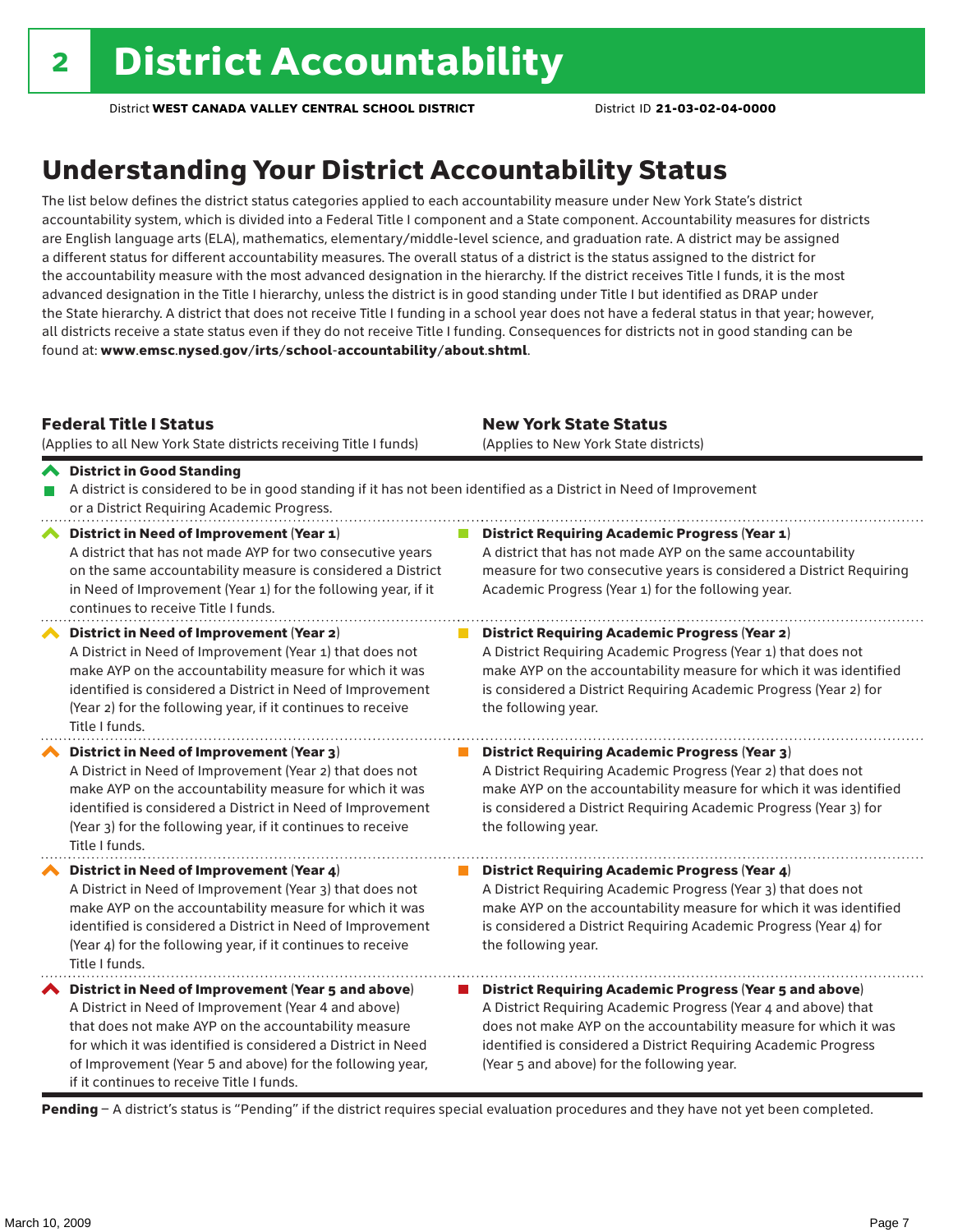# 2 District Accountability

District **WEST CANADA VALLEY CENTRAL SCHOOL DISTRICT** District ID **21-03-02-04-0000**

## Understanding Your District Accountability Status

The list below defines the district status categories applied to each accountability measure under New York State's district accountability system, which is divided into a Federal Title I component and a State component. Accountability measures for districts are English language arts (ELA), mathematics, elementary/middle-level science, and graduation rate. A district may be assigned a different status for different accountability measures. The overall status of a district is the status assigned to the district for the accountability measure with the most advanced designation in the hierarchy. If the district receives Title I funds, it is the most advanced designation in the Title I hierarchy, unless the district is in good standing under Title I but identified as DRAP under the State hierarchy. A district that does not receive Title I funding in a school year does not have a federal status in that year; however, all districts receive a state status even if they do not receive Title I funding. Consequences for districts not in good standing can be found at: **www.emsc.nysed.gov/irts/school-accountability/about.shtml**.

| **Federal Title I Status** (Applies to all New York State districts receiving Title I funds) | **New York State Status** (Applies to New York State districts) |
|---|---|
| **District in Good Standing** A district is considered to be in good standing if it has not been identified as a District in Need of Improvement or a District Requiring Academic Progress. | |
| **District in Need of Improvement (Year 1)** A district that has not made AYP for two consecutive years on the same accountability measure is considered a District in Need of Improvement (Year 1) for the following year, if it continues to receive Title I funds. | **District Requiring Academic Progress (Year 1)** A district that has not made AYP on the same accountability measure for two consecutive years is considered a District Requiring Academic Progress (Year 1) for the following year. |
| **District in Need of Improvement (Year 2)** A District in Need of Improvement (Year 1) that does not make AYP on the accountability measure for which it was identified is considered a District in Need of Improvement (Year 2) for the following year, if it continues to receive Title I funds. | **District Requiring Academic Progress (Year 2)** A District Requiring Academic Progress (Year 1) that does not make AYP on the accountability measure for which it was identified is considered a District Requiring Academic Progress (Year 2) for the following year. |
| **District in Need of Improvement (Year 3)** A District in Need of Improvement (Year 2) that does not make AYP on the accountability measure for which it was identified is considered a District in Need of Improvement (Year 3) for the following year, if it continues to receive Title I funds. | **District Requiring Academic Progress (Year 3)** A District Requiring Academic Progress (Year 2) that does not make AYP on the accountability measure for which it was identified is considered a District Requiring Academic Progress (Year 3) for the following year. |
| **District in Need of Improvement (Year 4)** A District in Need of Improvement (Year 3) that does not make AYP on the accountability measure for which it was identified is considered a District in Need of Improvement (Year 4) for the following year, if it continues to receive Title I funds. | **District Requiring Academic Progress (Year 4)** A District Requiring Academic Progress (Year 3) that does not make AYP on the accountability measure for which it was identified is considered a District Requiring Academic Progress (Year 4) for the following year. |
| **District in Need of Improvement (Year 5 and above)** A District in Need of Improvement (Year 4 and above) that does not make AYP on the accountability measure for which it was identified is considered a District in Need of Improvement (Year 5 and above) for the following year, if it continues to receive Title I funds. | **District Requiring Academic Progress (Year 5 and above)** A District Requiring Academic Progress (Year 4 and above) that does not make AYP on the accountability measure for which it was identified is considered a District Requiring Academic Progress (Year 5 and above) for the following year. |

**Pending** – A district's status is "Pending" if the district requires special evaluation procedures and they have not yet been completed.

March 10, 2009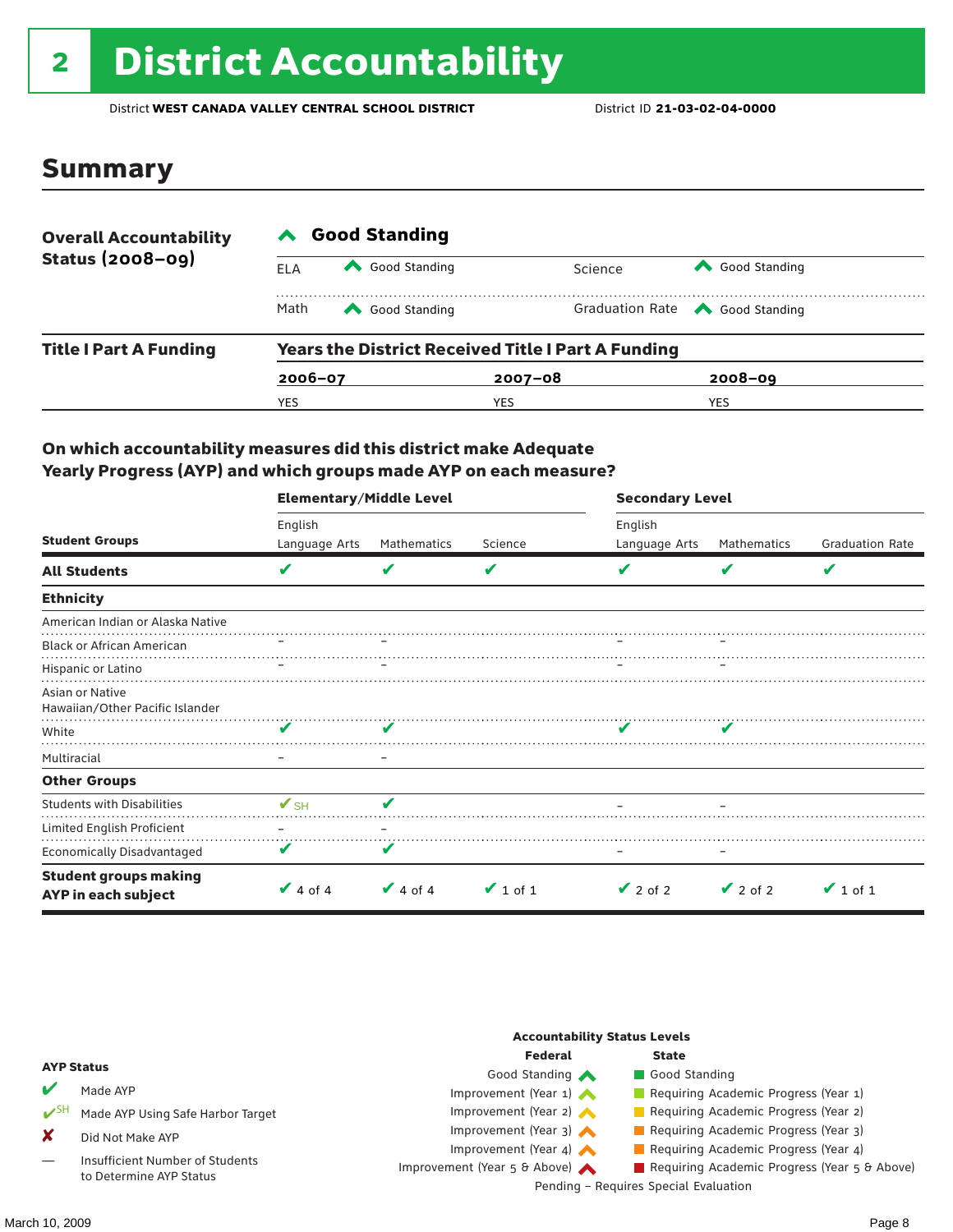# 2 District Accountability

District **WEST CANADA VALLEY CENTRAL SCHOOL DISTRICT** District ID **21-03-02-04-0000**

## Summary

**Overall Accountability Status (2008–09)**

**Good Standing**

| | | | |
|---|---|---|---|
| ELA | Good Standing | Science | Good Standing |
| Math | Good Standing | Graduation Rate | Good Standing |

**Title I Part A Funding**

**Years the District Received Title I Part A Funding**

| 2006–07 | 2007–08 | 2008–09 |
|---|---|---|
| YES | YES | YES |

### On which accountability measures did this district make Adequate Yearly Progress (AYP) and which groups made AYP on each measure?

| Student Groups | Elementary/Middle Level English Language Arts | Elementary/Middle Level Mathematics | Elementary/Middle Level Science | Secondary Level English Language Arts | Secondary Level Mathematics | Secondary Level Graduation Rate |
|---|---|---|---|---|---|---|
| **All Students** | ✔ | ✔ | ✔ | ✔ | ✔ | ✔ |
| **Ethnicity** | | | | | | |
| American Indian or Alaska Native | | | | | | |
| Black or African American | – | – | | – | – | |
| Hispanic or Latino | – | – | | – | – | |
| Asian or Native Hawaiian/Other Pacific Islander | | | | | | |
| White | ✔ | ✔ | | ✔ | ✔ | |
| Multiracial | – | – | | | | |
| **Other Groups** | | | | | | |
| Students with Disabilities | ✔SH | ✔ | | – | – | |
| Limited English Proficient | – | – | | | | |
| Economically Disadvantaged | ✔ | ✔ | | – | – | |
| **Student groups making AYP in each subject** | ✔ 4 of 4 | ✔ 4 of 4 | ✔ 1 of 1 | ✔ 2 of 2 | ✔ 2 of 2 | ✔ 1 of 1 |

**AYP Status**

- ✔ Made AYP
- ✔SH Made AYP Using Safe Harbor Target
- ✘ Did Not Make AYP
- — Insufficient Number of Students to Determine AYP Status

**Accountability Status Levels**

| Federal | State |
|---|---|
| Good Standing | Good Standing |
| Improvement (Year 1) | Requiring Academic Progress (Year 1) |
| Improvement (Year 2) | Requiring Academic Progress (Year 2) |
| Improvement (Year 3) | Requiring Academic Progress (Year 3) |
| Improvement (Year 4) | Requiring Academic Progress (Year 4) |
| Improvement (Year 5 & Above) | Requiring Academic Progress (Year 5 & Above) |

Pending – Requires Special Evaluation

March 10, 2009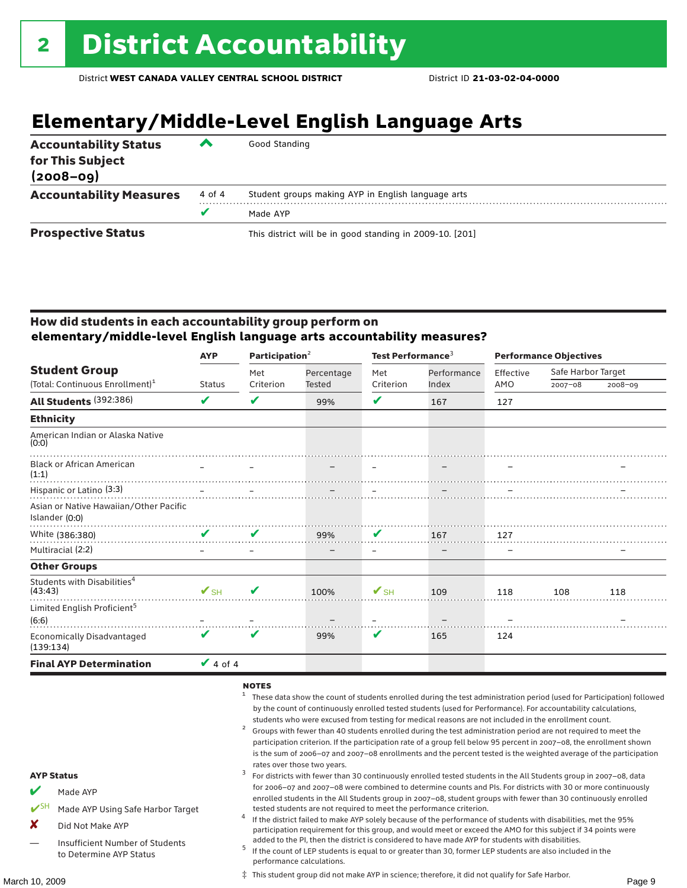# 2 District Accountability

District **WEST CANADA VALLEY CENTRAL SCHOOL DISTRICT** District ID **21-03-02-04-0000**

## Elementary/Middle-Level English Language Arts

| | | |
|---|---|---|
| **Accountability Status for This Subject (2008–09)** | ^ | Good Standing |
| **Accountability Measures** | 4 of 4 | Student groups making AYP in English language arts |
| | ✔ | Made AYP |
| **Prospective Status** | | This district will be in good standing in 2009-10. [201] |

### How did students in each accountability group perform on elementary/middle-level English language arts accountability measures?

| Student Group (Total: Continuous Enrollment)[1] | AYP | Participation[2] | | Test Performance[3] | | Performance Objectives | | |
|---|---|---|---|---|---|---|---|---|
| | Status | Met Criterion | Percentage Tested | Met Criterion | Performance Index | Effective AMO | Safe Harbor Target 2007–08 | Safe Harbor Target 2008–09 |
| **All Students** (392:386) | ✔ | ✔ | 99% | ✔ | 167 | 127 | | |
| **Ethnicity** | | | | | | | | |
| American Indian or Alaska Native (0:0) | | | | | | | | |
| Black or African American (1:1) | – | – | – | – | – | – | | – |
| Hispanic or Latino (3:3) | – | – | – | – | – | – | | – |
| Asian or Native Hawaiian/Other Pacific Islander (0:0) | | | | | | | | |
| White (386:380) | ✔ | ✔ | 99% | ✔ | 167 | 127 | | |
| Multiracial (2:2) | – | – | – | – | – | – | | – |
| **Other Groups** | | | | | | | | |
| Students with Disabilities[4] (43:43) | ✔SH | ✔ | 100% | ✔SH | 109 | 118 | 108 | 118 |
| Limited English Proficient[5] (6:6) | – | – | – | – | – | – | | – |
| Economically Disadvantaged (139:134) | ✔ | ✔ | 99% | ✔ | 165 | 124 | | |
| **Final AYP Determination** | ✔ 4 of 4 | | | | | | | |

**AYP Status**

- ✔ Made AYP
- ✔SH Made AYP Using Safe Harbor Target
- ✘ Did Not Make AYP
- — Insufficient Number of Students to Determine AYP Status

**NOTES**

1. These data show the count of students enrolled during the test administration period (used for Participation) followed by the count of continuously enrolled tested students (used for Performance). For accountability calculations, students who were excused from testing for medical reasons are not included in the enrollment count.
2. Groups with fewer than 40 students enrolled during the test administration period are not required to meet the participation criterion. If the participation rate of a group fell below 95 percent in 2007–08, the enrollment shown is the sum of 2006–07 and 2007–08 enrollments and the percent tested is the weighted average of the participation rates over those two years.
3. For districts with fewer than 30 continuously enrolled tested students in the All Students group in 2007–08, data for 2006–07 and 2007–08 were combined to determine counts and PIs. For districts with 30 or more continuously enrolled students in the All Students group in 2007–08, student groups with fewer than 30 continuously enrolled tested students are not required to meet the performance criterion.
4. If the district failed to make AYP solely because of the performance of students with disabilities, met the 95% participation requirement for this group, and would meet or exceed the AMO for this subject if 34 points were added to the PI, then the district is considered to have made AYP for students with disabilities.
5. If the count of LEP students is equal to or greater than 30, former LEP students are also included in the performance calculations.

‡ This student group did not make AYP in science; therefore, it did not qualify for Safe Harbor.

March 10, 2009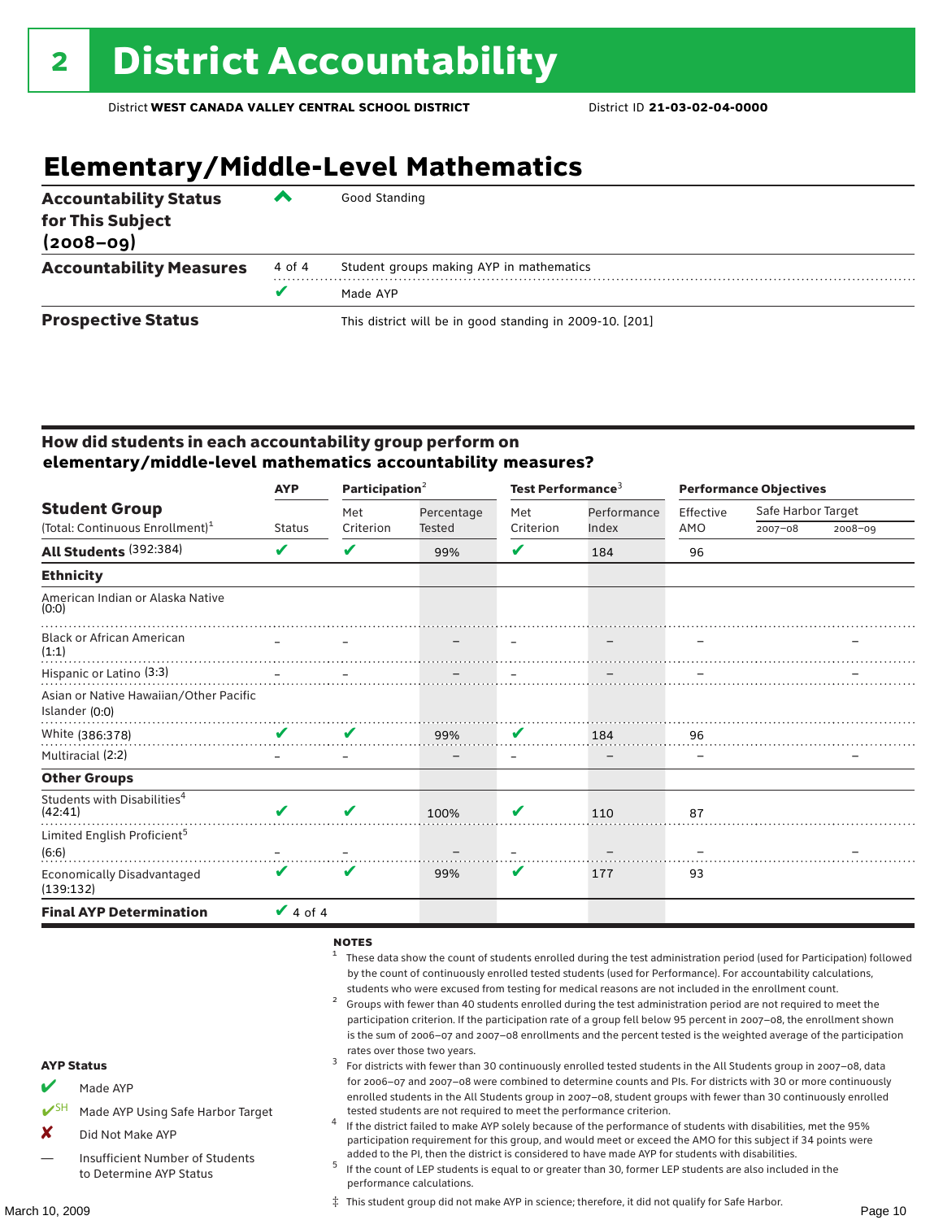# 2 District Accountability

District **WEST CANADA VALLEY CENTRAL SCHOOL DISTRICT** District ID **21-03-02-04-0000**

## Elementary/Middle-Level Mathematics

| | | |
|---|---|---|
| **Accountability Status for This Subject (2008–09)** | ^ | Good Standing |
| **Accountability Measures** | 4 of 4 | Student groups making AYP in mathematics |
| | ✔ | Made AYP |
| **Prospective Status** | | This district will be in good standing in 2009-10. [201] |

### How did students in each accountability group perform on elementary/middle-level mathematics accountability measures?

| Student Group (Total: Continuous Enrollment)[1] | AYP Status | Participation[2] Met Criterion | Participation[2] Percentage Tested | Test Performance[3] Met Criterion | Test Performance[3] Performance Index | Performance Objectives Effective AMO | Safe Harbor Target 2007–08 | Safe Harbor Target 2008–09 |
|---|---|---|---|---|---|---|---|---|
| **All Students** (392:384) | ✔ | ✔ | 99% | ✔ | 184 | 96 | | |
| **Ethnicity** | | | | | | | | |
| American Indian or Alaska Native (0:0) | | | | | | | | |
| Black or African American (1:1) | – | – | – | – | – | – | | – |
| Hispanic or Latino (3:3) | – | – | – | – | – | – | | – |
| Asian or Native Hawaiian/Other Pacific Islander (0:0) | | | | | | | | |
| White (386:378) | ✔ | ✔ | 99% | ✔ | 184 | 96 | | |
| Multiracial (2:2) | – | – | – | – | – | – | | – |
| **Other Groups** | | | | | | | | |
| Students with Disabilities[4] (42:41) | ✔ | ✔ | 100% | ✔ | 110 | 87 | | |
| Limited English Proficient[5] (6:6) | – | – | – | – | – | – | | – |
| Economically Disadvantaged (139:132) | ✔ | ✔ | 99% | ✔ | 177 | 93 | | |
| **Final AYP Determination** | ✔ 4 of 4 | | | | | | | |

**AYP Status**

- ✔ Made AYP
- ✔SH Made AYP Using Safe Harbor Target
- ✘ Did Not Make AYP
- — Insufficient Number of Students to Determine AYP Status

**NOTES**

[1] These data show the count of students enrolled during the test administration period (used for Participation) followed by the count of continuously enrolled tested students (used for Performance). For accountability calculations, students who were excused from testing for medical reasons are not included in the enrollment count.

[2] Groups with fewer than 40 students enrolled during the test administration period are not required to meet the participation criterion. If the participation rate of a group fell below 95 percent in 2007–08, the enrollment shown is the sum of 2006–07 and 2007–08 enrollments and the percent tested is the weighted average of the participation rates over those two years.

[3] For districts with fewer than 30 continuously enrolled tested students in the All Students group in 2007–08, data for 2006–07 and 2007–08 were combined to determine counts and PIs. For districts with 30 or more continuously enrolled students in the All Students group in 2007–08, student groups with fewer than 30 continuously enrolled tested students are not required to meet the performance criterion.

[4] If the district failed to make AYP solely because of the performance of students with disabilities, met the 95% participation requirement for this group, and would meet or exceed the AMO for this subject if 34 points were added to the PI, then the district is considered to have made AYP for students with disabilities.

[5] If the count of LEP students is equal to or greater than 30, former LEP students are also included in the performance calculations.

‡ This student group did not make AYP in science; therefore, it did not qualify for Safe Harbor.

March 10, 2009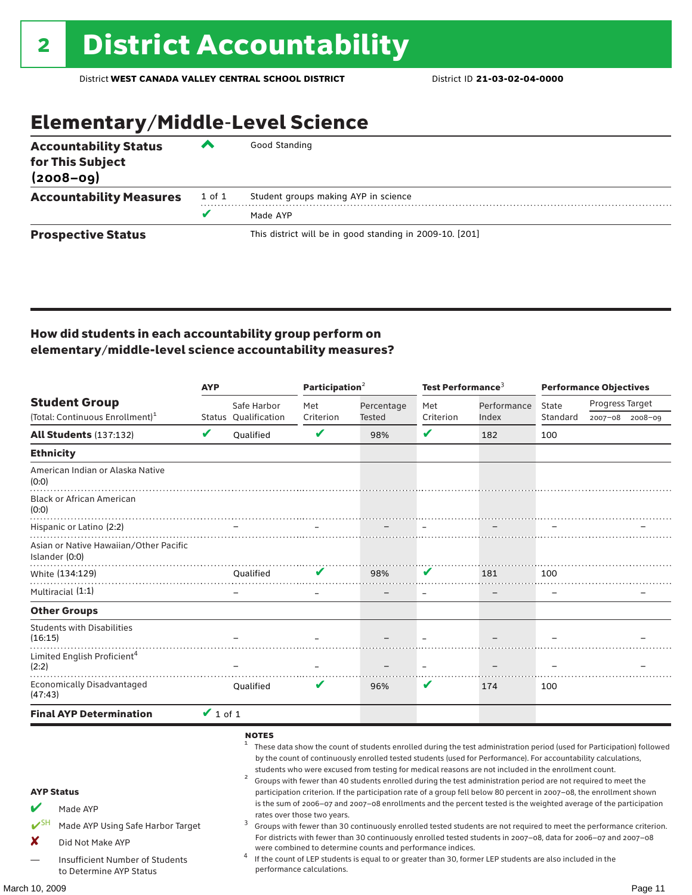# 2 District Accountability

District **WEST CANADA VALLEY CENTRAL SCHOOL DISTRICT** District ID **21-03-02-04-0000**

## Elementary/Middle-Level Science

| | | |
|---|---|---|
| **Accountability Status for This Subject (2008–09)** | ^ | Good Standing |
| **Accountability Measures** | 1 of 1 | Student groups making AYP in science |
| | ✔ | Made AYP |
| **Prospective Status** | | This district will be in good standing in 2009-10. [201] |

### How did students in each accountability group perform on elementary/middle-level science accountability measures?

| Student Group (Total: Continuous Enrollment)[1] | AYP Status | AYP Safe Harbor Qualification | Participation[2] Met Criterion | Participation[2] Percentage Tested | Test Performance[3] Met Criterion | Test Performance[3] Performance Index | Performance Objectives State Standard | Progress Target 2007–08 | Progress Target 2008–09 |
|---|---|---|---|---|---|---|---|---|---|
| **All Students** (137:132) | ✔ | Qualified | ✔ | 98% | ✔ | 182 | 100 | | |
| **Ethnicity** | | | | | | | | | |
| American Indian or Alaska Native (0:0) | | | | | | | | | |
| Black or African American (0:0) | | | | | | | | | |
| Hispanic or Latino (2:2) | | – | – | – | – | – | – | | – |
| Asian or Native Hawaiian/Other Pacific Islander (0:0) | | | | | | | | | |
| White (134:129) | | Qualified | ✔ | 98% | ✔ | 181 | 100 | | |
| Multiracial (1:1) | | – | – | – | – | – | – | | – |
| **Other Groups** | | | | | | | | | |
| Students with Disabilities (16:15) | | – | – | – | – | – | – | | – |
| Limited English Proficient[4] (2:2) | | – | – | – | – | – | – | | – |
| Economically Disadvantaged (47:43) | | Qualified | ✔ | 96% | ✔ | 174 | 100 | | |
| **Final AYP Determination** | ✔ 1 of 1 | | | | | | | | |

**AYP Status**

- ✔ Made AYP
- ✔SH Made AYP Using Safe Harbor Target
- ✘ Did Not Make AYP
- — Insufficient Number of Students to Determine AYP Status

**NOTES**

1. These data show the count of students enrolled during the test administration period (used for Participation) followed by the count of continuously enrolled tested students (used for Performance). For accountability calculations, students who were excused from testing for medical reasons are not included in the enrollment count.
2. Groups with fewer than 40 students enrolled during the test administration period are not required to meet the participation criterion. If the participation rate of a group fell below 80 percent in 2007–08, the enrollment shown is the sum of 2006–07 and 2007–08 enrollments and the percent tested is the weighted average of the participation rates over those two years.
3. Groups with fewer than 30 continuously enrolled tested students are not required to meet the performance criterion. For districts with fewer than 30 continuously enrolled tested students in 2007–08, data for 2006–07 and 2007–08 were combined to determine counts and performance indices.
4. If the count of LEP students is equal to or greater than 30, former LEP students are also included in the performance calculations.

March 10, 2009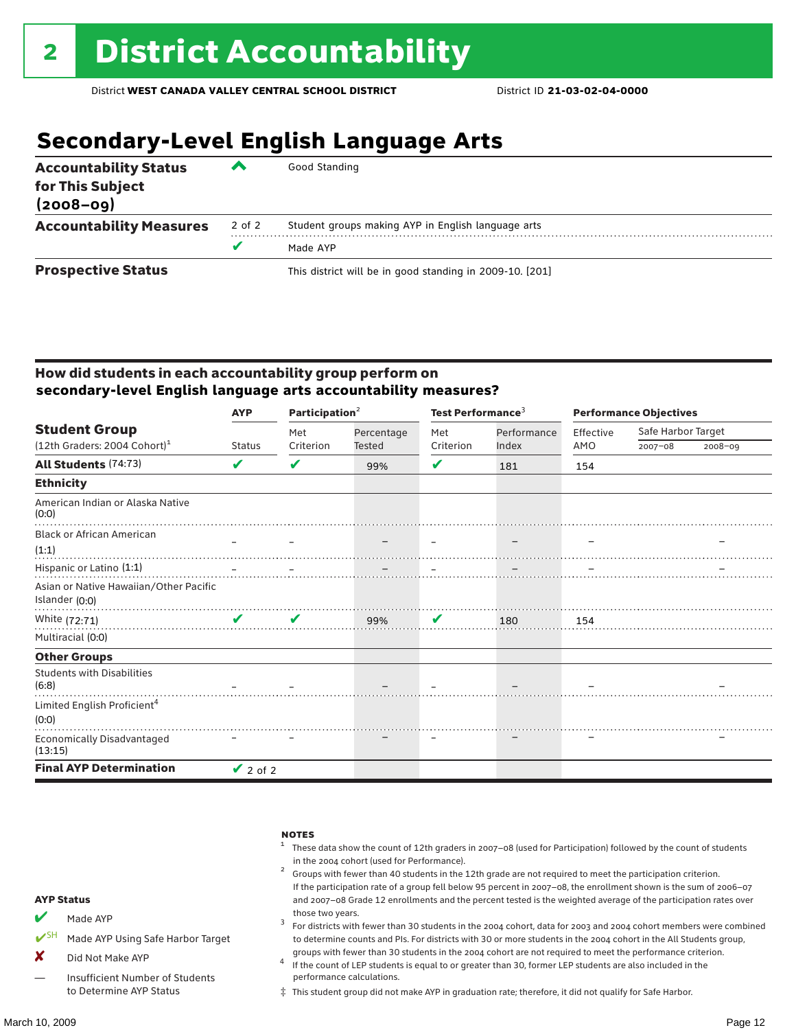# 2 District Accountability

District **WEST CANADA VALLEY CENTRAL SCHOOL DISTRICT** District ID **21-03-02-04-0000**

## Secondary-Level English Language Arts

| | | |
|---|---|---|
| **Accountability Status for This Subject (2008–09)** | ^ | Good Standing |
| **Accountability Measures** | 2 of 2 | Student groups making AYP in English language arts |
| | ✔ | Made AYP |
| **Prospective Status** | | This district will be in good standing in 2009-10. [201] |

### How did students in each accountability group perform on secondary-level English language arts accountability measures?

| Student Group (12th Graders: 2004 Cohort)[1] | AYP Status | Participation[2] Met Criterion | Participation[2] Percentage Tested | Test Performance[3] Met Criterion | Test Performance[3] Performance Index | Performance Objectives Effective AMO | Safe Harbor Target 2007–08 | Safe Harbor Target 2008–09 |
|---|---|---|---|---|---|---|---|---|
| **All Students** (74:73) | ✔ | ✔ | 99% | ✔ | 181 | 154 | | |
| **Ethnicity** | | | | | | | | |
| American Indian or Alaska Native (0:0) | | | | | | | | |
| Black or African American (1:1) | – | – | – | – | – | – | | – |
| Hispanic or Latino (1:1) | – | – | – | – | – | – | | – |
| Asian or Native Hawaiian/Other Pacific Islander (0:0) | | | | | | | | |
| White (72:71) | ✔ | ✔ | 99% | ✔ | 180 | 154 | | |
| Multiracial (0:0) | | | | | | | | |
| **Other Groups** | | | | | | | | |
| Students with Disabilities (6:8) | – | – | – | – | – | – | | – |
| Limited English Proficient[4] (0:0) | | | | | | | | |
| Economically Disadvantaged (13:15) | – | – | – | – | – | – | | – |
| **Final AYP Determination** | ✔ 2 of 2 | | | | | | | |

**AYP Status**

- ✔ Made AYP
- ✔SH Made AYP Using Safe Harbor Target
- ✘ Did Not Make AYP
- — Insufficient Number of Students to Determine AYP Status

**NOTES**

1. These data show the count of 12th graders in 2007–08 (used for Participation) followed by the count of students in the 2004 cohort (used for Performance).
2. Groups with fewer than 40 students in the 12th grade are not required to meet the participation criterion. If the participation rate of a group fell below 95 percent in 2007–08, the enrollment shown is the sum of 2006–07 and 2007–08 Grade 12 enrollments and the percent tested is the weighted average of the participation rates over those two years.
3. For districts with fewer than 30 students in the 2004 cohort, data for 2003 and 2004 cohort members were combined to determine counts and PIs. For districts with 30 or more students in the 2004 cohort in the All Students group, groups with fewer than 30 students in the 2004 cohort are not required to meet the performance criterion.
4. If the count of LEP students is equal to or greater than 30, former LEP students are also included in the performance calculations.

‡ This student group did not make AYP in graduation rate; therefore, it did not qualify for Safe Harbor.

March 10, 2009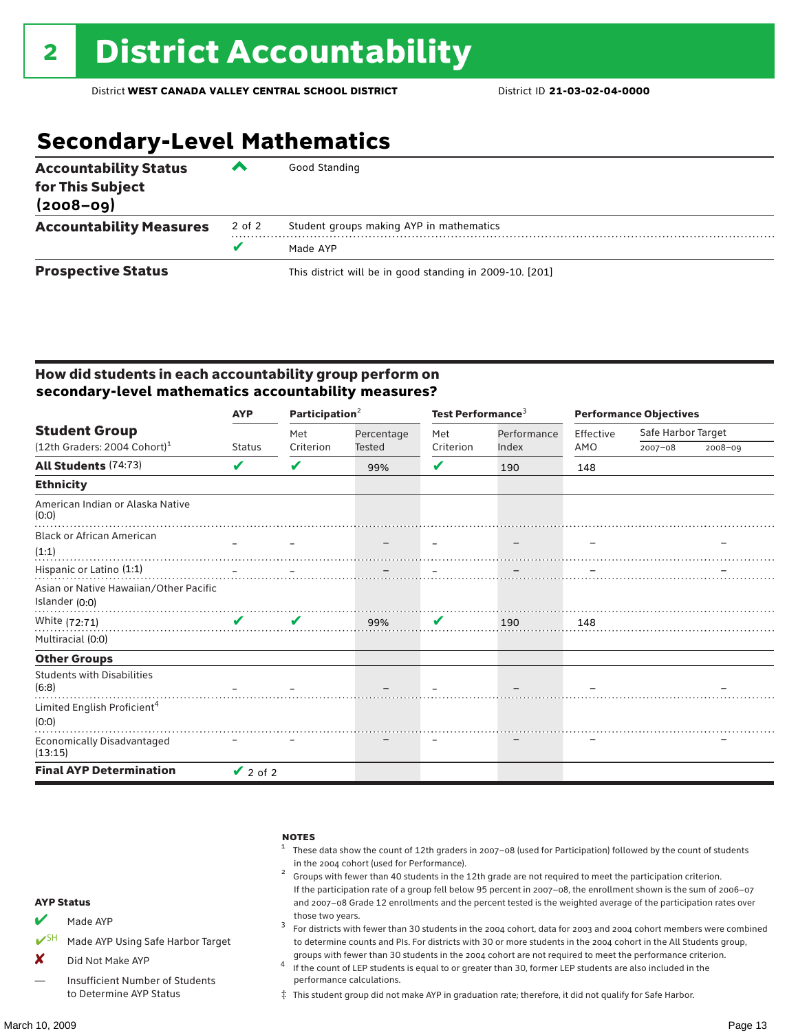# 2 District Accountability

District **WEST CANADA VALLEY CENTRAL SCHOOL DISTRICT** District ID **21-03-02-04-0000**

## Secondary-Level Mathematics

| | | |
|---|---|---|
| **Accountability Status for This Subject (2008–09)** | ^ | Good Standing |
| **Accountability Measures** | 2 of 2 | Student groups making AYP in mathematics |
| | ✔ | Made AYP |
| **Prospective Status** | | This district will be in good standing in 2009-10. [201] |

### How did students in each accountability group perform on secondary-level mathematics accountability measures?

| Student Group (12th Graders: 2004 Cohort)[1] | AYP Status | Participation[2] Met Criterion | Participation[2] Percentage Tested | Test Performance[3] Met Criterion | Test Performance[3] Performance Index | Performance Objectives Effective AMO | Safe Harbor Target 2007–08 | Safe Harbor Target 2008–09 |
|---|---|---|---|---|---|---|---|---|
| **All Students** (74:73) | ✔ | ✔ | 99% | ✔ | 190 | 148 | | |
| **Ethnicity** | | | | | | | | |
| American Indian or Alaska Native (0:0) | | | | | | | | |
| Black or African American (1:1) | – | – | – | – | – | – | | – |
| Hispanic or Latino (1:1) | – | – | – | – | – | – | | – |
| Asian or Native Hawaiian/Other Pacific Islander (0:0) | | | | | | | | |
| White (72:71) | ✔ | ✔ | 99% | ✔ | 190 | 148 | | |
| Multiracial (0:0) | | | | | | | | |
| **Other Groups** | | | | | | | | |
| Students with Disabilities (6:8) | – | – | – | – | – | – | | – |
| Limited English Proficient[4] (0:0) | | | | | | | | |
| Economically Disadvantaged (13:15) | – | – | – | – | – | – | | – |
| **Final AYP Determination** | ✔ 2 of 2 | | | | | | | |

**AYP Status**

- ✔ Made AYP
- ✔SH Made AYP Using Safe Harbor Target
- ✘ Did Not Make AYP
- — Insufficient Number of Students to Determine AYP Status

**NOTES**

1. These data show the count of 12th graders in 2007–08 (used for Participation) followed by the count of students in the 2004 cohort (used for Performance).
2. Groups with fewer than 40 students in the 12th grade are not required to meet the participation criterion. If the participation rate of a group fell below 95 percent in 2007–08, the enrollment shown is the sum of 2006–07 and 2007–08 Grade 12 enrollments and the percent tested is the weighted average of the participation rates over those two years.
3. For districts with fewer than 30 students in the 2004 cohort, data for 2003 and 2004 cohort members were combined to determine counts and PIs. For districts with 30 or more students in the 2004 cohort in the All Students group, groups with fewer than 30 students in the 2004 cohort are not required to meet the performance criterion.
4. If the count of LEP students is equal to or greater than 30, former LEP students are also included in the performance calculations.

‡ This student group did not make AYP in graduation rate; therefore, it did not qualify for Safe Harbor.

March 10, 2009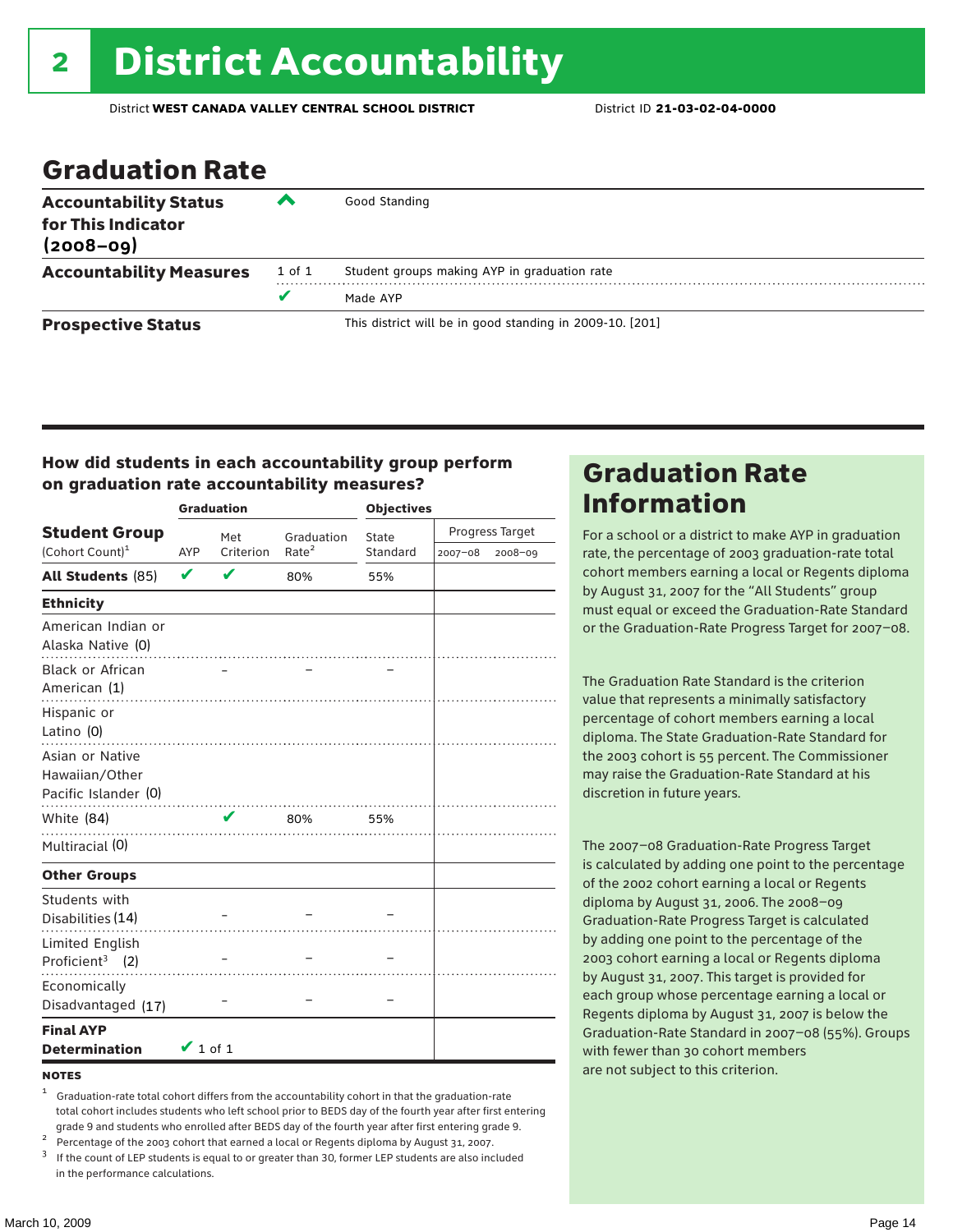# 2 District Accountability

District **WEST CANADA VALLEY CENTRAL SCHOOL DISTRICT** District ID **21-03-02-04-0000**

## Graduation Rate

| | | |
|---|---|---|
| **Accountability Status for This Indicator (2008–09)** | ^ | Good Standing |
| **Accountability Measures** | 1 of 1 | Student groups making AYP in graduation rate |
| | ✔ | Made AYP |
| **Prospective Status** | | This district will be in good standing in 2009-10. [201] |

### How did students in each accountability group perform on graduation rate accountability measures?

| Student Group (Cohort Count)[1] | Graduation AYP | Met Criterion | Graduation Rate[2] | Objectives State Standard | Progress Target 2007–08 | Progress Target 2008–09 |
|---|---|---|---|---|---|---|
| **All Students** (85) | ✔ | ✔ | 80% | 55% | | |
| **Ethnicity** | | | | | | |
| American Indian or Alaska Native (0) | | | | | | |
| Black or African American (1) | | – | – | – | | |
| Hispanic or Latino (0) | | | | | | |
| Asian or Native Hawaiian/Other Pacific Islander (0) | | | | | | |
| White (84) | | ✔ | 80% | 55% | | |
| Multiracial (0) | | | | | | |
| **Other Groups** | | | | | | |
| Students with Disabilities (14) | | – | – | – | | |
| Limited English Proficient[3] (2) | | – | – | – | | |
| Economically Disadvantaged (17) | | – | – | – | | |
| **Final AYP Determination** | ✔ 1 of 1 | | | | | |

**NOTES**

1 Graduation-rate total cohort differs from the accountability cohort in that the graduation-rate total cohort includes students who left school prior to BEDS day of the fourth year after first entering grade 9 and students who enrolled after BEDS day of the fourth year after first entering grade 9.

2 Percentage of the 2003 cohort that earned a local or Regents diploma by August 31, 2007.

3 If the count of LEP students is equal to or greater than 30, former LEP students are also included in the performance calculations.

## Graduation Rate Information

For a school or a district to make AYP in graduation rate, the percentage of 2003 graduation-rate total cohort members earning a local or Regents diploma by August 31, 2007 for the "All Students" group must equal or exceed the Graduation-Rate Standard or the Graduation-Rate Progress Target for 2007–08.

The Graduation Rate Standard is the criterion value that represents a minimally satisfactory percentage of cohort members earning a local diploma. The State Graduation-Rate Standard for the 2003 cohort is 55 percent. The Commissioner may raise the Graduation-Rate Standard at his discretion in future years.

The 2007–08 Graduation-Rate Progress Target is calculated by adding one point to the percentage of the 2002 cohort earning a local or Regents diploma by August 31, 2006. The 2008–09 Graduation-Rate Progress Target is calculated by adding one point to the percentage of the 2003 cohort earning a local or Regents diploma by August 31, 2007. This target is provided for each group whose percentage earning a local or Regents diploma by August 31, 2007 is below the Graduation-Rate Standard in 2007–08 (55%). Groups with fewer than 30 cohort members are not subject to this criterion.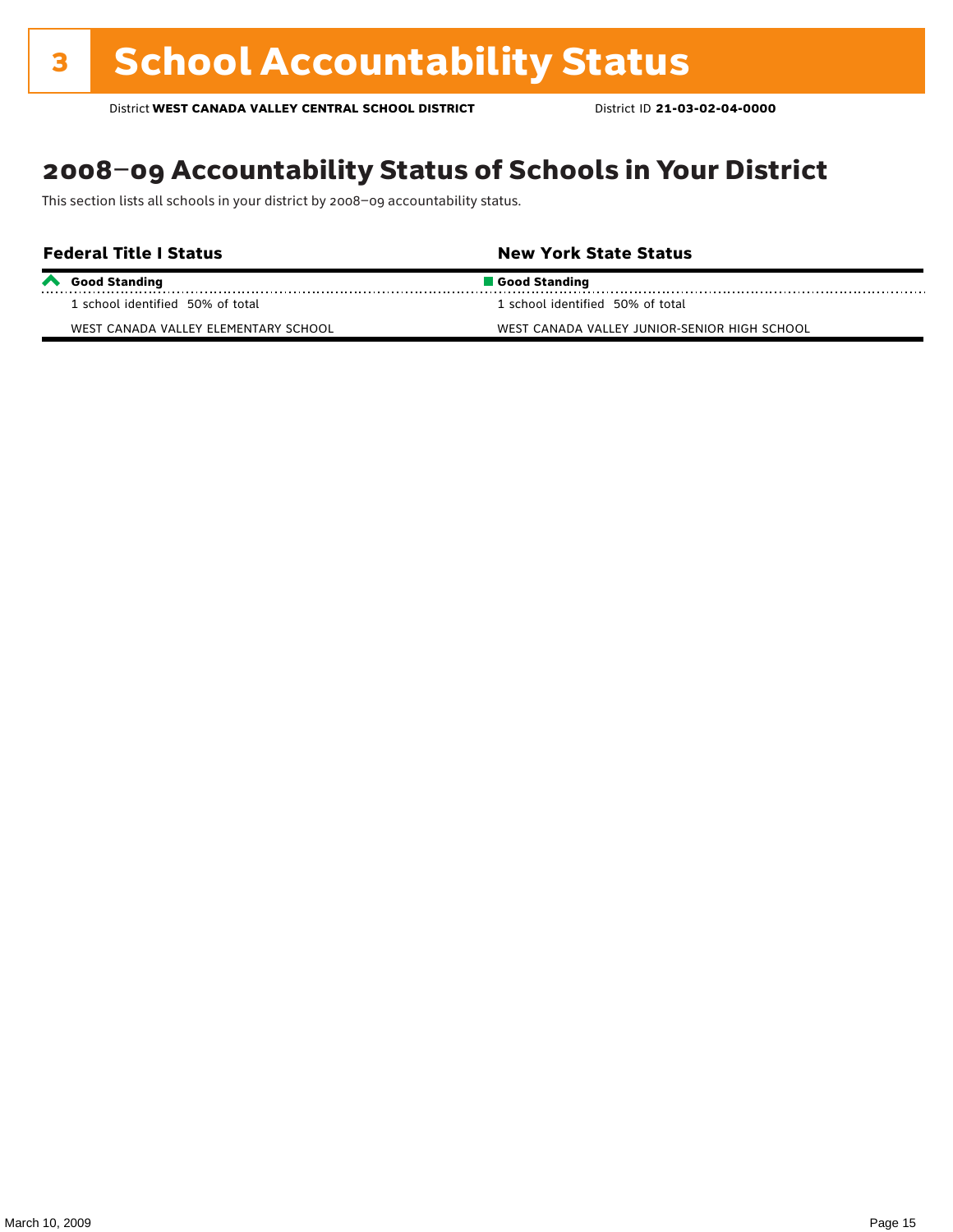# 3 School Accountability Status

District **WEST CANADA VALLEY CENTRAL SCHOOL DISTRICT** District ID **21-03-02-04-0000**

## 2008–09 Accountability Status of Schools in Your District

This section lists all schools in your district by 2008–09 accountability status.

| Federal Title I Status | New York State Status |
|---|---|
| **Good Standing** | **Good Standing** |
| 1 school identified 50% of total | 1 school identified 50% of total |
| WEST CANADA VALLEY ELEMENTARY SCHOOL | WEST CANADA VALLEY JUNIOR-SENIOR HIGH SCHOOL |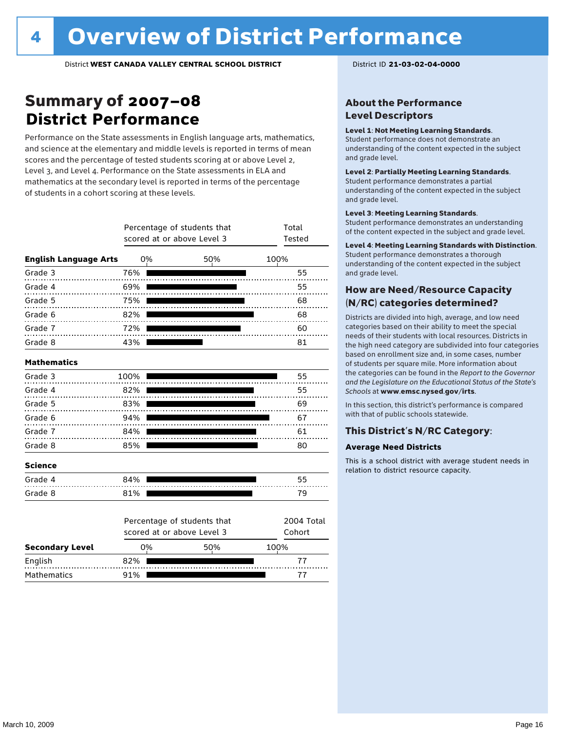# 4 Overview of District Performance

District **WEST CANADA VALLEY CENTRAL SCHOOL DISTRICT** District ID **21-03-02-04-0000**

## Summary of 2007–08 District Performance

Performance on the State assessments in English language arts, mathematics, and science at the elementary and middle levels is reported in terms of mean scores and the percentage of tested students scoring at or above Level 2, Level 3, and Level 4. Performance on the State assessments in ELA and mathematics at the secondary level is reported in terms of the percentage of students in a cohort scoring at these levels.

| | Percentage of students that scored at or above Level 3 | Total Tested |
|---|---|---|
| **English Language Arts** | | |
| Grade 3 | 76% | 55 |
| Grade 4 | 69% | 55 |
| Grade 5 | 75% | 68 |
| Grade 6 | 82% | 68 |
| Grade 7 | 72% | 60 |
| Grade 8 | 43% | 81 |
| **Mathematics** | | |
| Grade 3 | 100% | 55 |
| Grade 4 | 82% | 55 |
| Grade 5 | 83% | 69 |
| Grade 6 | 94% | 67 |
| Grade 7 | 84% | 61 |
| Grade 8 | 85% | 80 |
| **Science** | | |
| Grade 4 | 84% | 55 |
| Grade 8 | 81% | 79 |

| Secondary Level | Percentage of students that scored at or above Level 3 | 2004 Total Cohort |
|---|---|---|
| English | 82% | 77 |
| Mathematics | 91% | 77 |

### About the Performance Level Descriptors

**Level 1: Not Meeting Learning Standards.** Student performance does not demonstrate an understanding of the content expected in the subject and grade level.

**Level 2: Partially Meeting Learning Standards.** Student performance demonstrates a partial understanding of the content expected in the subject and grade level.

**Level 3: Meeting Learning Standards.** Student performance demonstrates an understanding of the content expected in the subject and grade level.

**Level 4: Meeting Learning Standards with Distinction.** Student performance demonstrates a thorough understanding of the content expected in the subject and grade level.

### How are Need/Resource Capacity (N/RC) categories determined?

Districts are divided into high, average, and low need categories based on their ability to meet the special needs of their students with local resources. Districts in the high need category are subdivided into four categories based on enrollment size and, in some cases, number of students per square mile. More information about the categories can be found in the *Report to the Governor and the Legislature on the Educational Status of the State's Schools* at **www.emsc.nysed.gov/irts**.

In this section, this district's performance is compared with that of public schools statewide.

### This District's N/RC Category:

**Average Need Districts**

This is a school district with average student needs in relation to district resource capacity.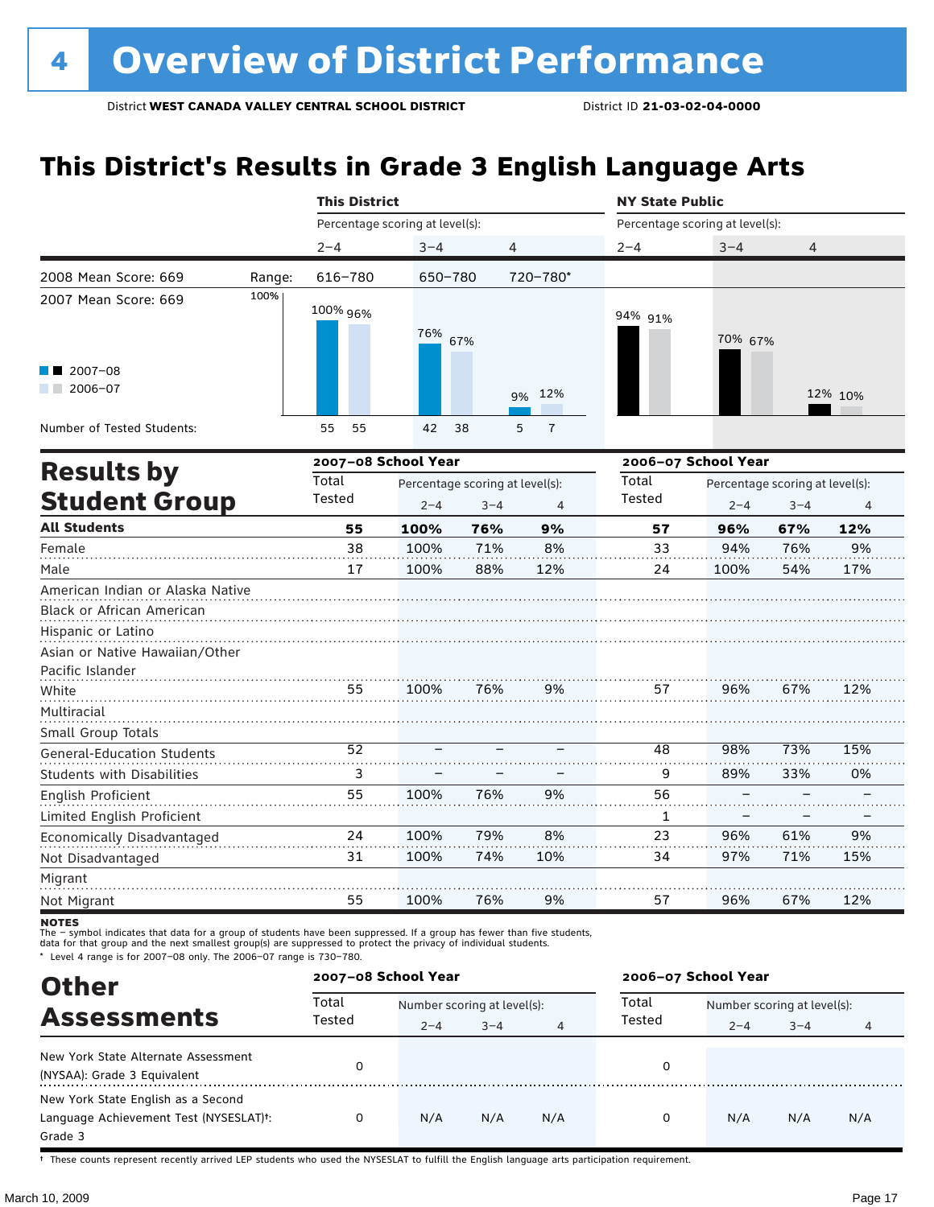# 4 Overview of District Performance

District **WEST CANADA VALLEY CENTRAL SCHOOL DISTRICT** District ID **21-03-02-04-0000**

## This District's Results in Grade 3 English Language Arts

| | | This District | | | NY State Public | | |
|---|---|---|---|---|---|---|---|
| | | Percentage scoring at level(s): | | | Percentage scoring at level(s): | | |
| | | 2–4 | 3–4 | 4 | 2–4 | 3–4 | 4 |
| 2008 Mean Score: 669 | Range: | 616–780 | 650–780 | 720–780* | | | |
| 2007 Mean Score: 669 | | | | | | | |
| 2007–08 | | 100% | 76% | 9% | 94% | 70% | 12% |
| 2006–07 | | 96% | 67% | 12% | 91% | 67% | 10% |
| Number of Tested Students: 2007–08 | | 55 | 42 | 5 | | | |
| Number of Tested Students: 2006–07 | | 55 | 38 | 7 | | | |

## Results by Student Group

| | 2007–08 School Year | | | | 2006–07 School Year | | | |
|---|---|---|---|---|---|---|---|---|
| | Total Tested | Percentage scoring at level(s): | | | Total Tested | Percentage scoring at level(s): | | |
| | | 2–4 | 3–4 | 4 | | 2–4 | 3–4 | 4 |
| **All Students** | **55** | **100%** | **76%** | **9%** | **57** | **96%** | **67%** | **12%** |
| Female | 38 | 100% | 71% | 8% | 33 | 94% | 76% | 9% |
| Male | 17 | 100% | 88% | 12% | 24 | 100% | 54% | 17% |
| American Indian or Alaska Native | | | | | | | | |
| Black or African American | | | | | | | | |
| Hispanic or Latino | | | | | | | | |
| Asian or Native Hawaiian/Other Pacific Islander | | | | | | | | |
| White | 55 | 100% | 76% | 9% | 57 | 96% | 67% | 12% |
| Multiracial | | | | | | | | |
| Small Group Totals | | | | | | | | |
| General-Education Students | 52 | – | – | – | 48 | 98% | 73% | 15% |
| Students with Disabilities | 3 | – | – | – | 9 | 89% | 33% | 0% |
| English Proficient | 55 | 100% | 76% | 9% | 56 | – | – | – |
| Limited English Proficient | | | | | 1 | – | – | – |
| Economically Disadvantaged | 24 | 100% | 79% | 8% | 23 | 96% | 61% | 9% |
| Not Disadvantaged | 31 | 100% | 74% | 10% | 34 | 97% | 71% | 15% |
| Migrant | | | | | | | | |
| Not Migrant | 55 | 100% | 76% | 9% | 57 | 96% | 67% | 12% |

**NOTES**
The – symbol indicates that data for a group of students have been suppressed. If a group has fewer than five students, data for that group and the next smallest group(s) are suppressed to protect the privacy of individual students.
\* Level 4 range is for 2007–08 only. The 2006–07 range is 730–780.

## Other Assessments

| | 2007–08 School Year | | | | 2006–07 School Year | | | |
|---|---|---|---|---|---|---|---|---|
| | Total Tested | Number scoring at level(s): | | | Total Tested | Number scoring at level(s): | | |
| | | 2–4 | 3–4 | 4 | | 2–4 | 3–4 | 4 |
| New York State Alternate Assessment (NYSAA): Grade 3 Equivalent | 0 | | | | 0 | | | |
| New York State English as a Second Language Achievement Test (NYSESLAT)†: Grade 3 | 0 | N/A | N/A | N/A | 0 | N/A | N/A | N/A |

† These counts represent recently arrived LEP students who used the NYSESLAT to fulfill the English language arts participation requirement.

March 10, 2009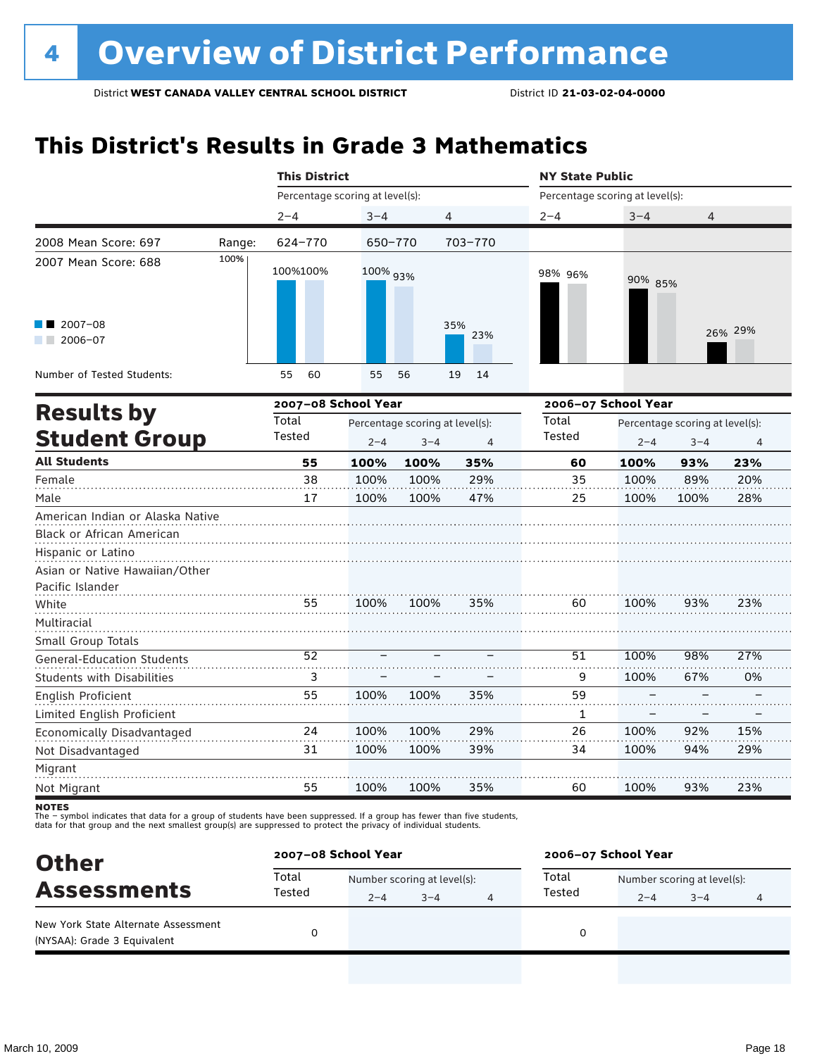# 4 Overview of District Performance

District **WEST CANADA VALLEY CENTRAL SCHOOL DISTRICT** District ID **21-03-02-04-0000**

## This District's Results in Grade 3 Mathematics

| | | This District | | | NY State Public | | |
|---|---|---|---|---|---|---|---|
| | | Percentage scoring at level(s): | | | Percentage scoring at level(s): | | |
| | | 2–4 | 3–4 | 4 | 2–4 | 3–4 | 4 |
| 2008 Mean Score: 697 | Range: | 624–770 | 650–770 | 703–770 | | | |
| 2007 Mean Score: 688 | | | | | | | |
| 2007–08 | | 100% | 100% | 35% | 98% | 90% | 26% |
| 2006–07 | | 100% | 93% | 23% | 96% | 85% | 29% |
| Number of Tested Students: 2007–08 | | 55 | 55 | 19 | | | |
| Number of Tested Students: 2006–07 | | 60 | 56 | 14 | | | |

## Results by Student Group

| | 2007–08 School Year | | | | 2006–07 School Year | | | |
|---|---|---|---|---|---|---|---|---|
| | Total Tested | Percentage scoring at level(s): | | | Total Tested | Percentage scoring at level(s): | | |
| | | 2–4 | 3–4 | 4 | | 2–4 | 3–4 | 4 |
| **All Students** | **55** | **100%** | **100%** | **35%** | **60** | **100%** | **93%** | **23%** |
| Female | 38 | 100% | 100% | 29% | 35 | 100% | 89% | 20% |
| Male | 17 | 100% | 100% | 47% | 25 | 100% | 100% | 28% |
| American Indian or Alaska Native | | | | | | | | |
| Black or African American | | | | | | | | |
| Hispanic or Latino | | | | | | | | |
| Asian or Native Hawaiian/Other Pacific Islander | | | | | | | | |
| White | 55 | 100% | 100% | 35% | 60 | 100% | 93% | 23% |
| Multiracial | | | | | | | | |
| Small Group Totals | | | | | | | | |
| General-Education Students | 52 | – | – | – | 51 | 100% | 98% | 27% |
| Students with Disabilities | 3 | – | – | – | 9 | 100% | 67% | 0% |
| English Proficient | 55 | 100% | 100% | 35% | 59 | – | – | – |
| Limited English Proficient | | | | | 1 | – | – | – |
| Economically Disadvantaged | 24 | 100% | 100% | 29% | 26 | 100% | 92% | 15% |
| Not Disadvantaged | 31 | 100% | 100% | 39% | 34 | 100% | 94% | 29% |
| Migrant | | | | | | | | |
| Not Migrant | 55 | 100% | 100% | 35% | 60 | 100% | 93% | 23% |

**NOTES**
The – symbol indicates that data for a group of students have been suppressed. If a group has fewer than five students, data for that group and the next smallest group(s) are suppressed to protect the privacy of individual students.

## Other Assessments

| | 2007–08 School Year | | | | 2006–07 School Year | | | |
|---|---|---|---|---|---|---|---|---|
| | Total Tested | Number scoring at level(s): | | | Total Tested | Number scoring at level(s): | | |
| | | 2–4 | 3–4 | 4 | | 2–4 | 3–4 | 4 |
| New York State Alternate Assessment (NYSAA): Grade 3 Equivalent | 0 | | | | 0 | | | |

March 10, 2009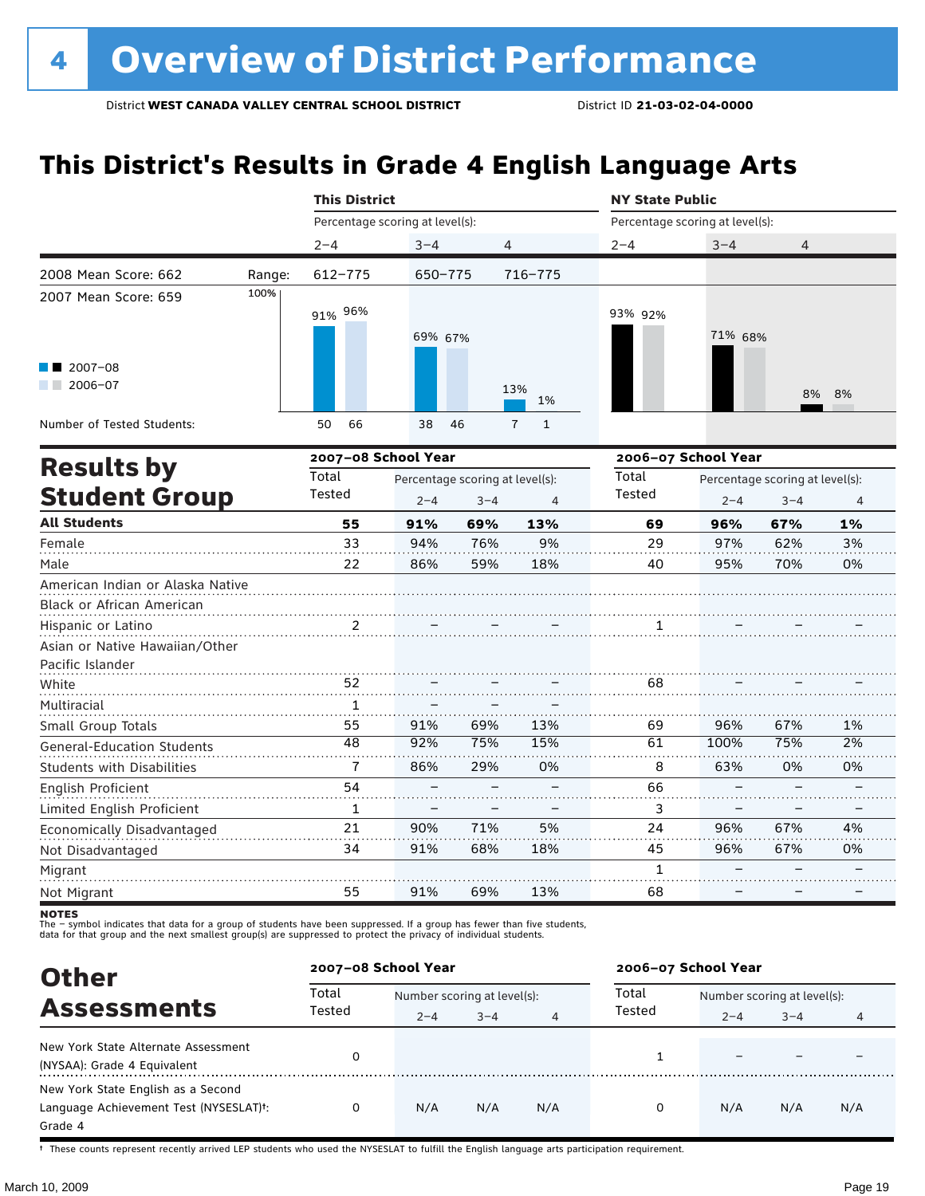# 4 Overview of District Performance

District **WEST CANADA VALLEY CENTRAL SCHOOL DISTRICT** District ID **21-03-02-04-0000**

## This District's Results in Grade 4 English Language Arts

| | This District | | | NY State Public | | |
|---|---|---|---|---|---|---|
| | Percentage scoring at level(s): | | | Percentage scoring at level(s): | | |
| | 2–4 | 3–4 | 4 | 2–4 | 3–4 | 4 |
| 2008 Mean Score: 662 — Range: | 612–775 | 650–775 | 716–775 | | | |
| 2007 Mean Score: 659 | | | | | | |
| 2007–08 | 91% | 69% | 13% | 93% | 71% | 8% |
| 2006–07 | 96% | 67% | 1% | 92% | 68% | 8% |
| Number of Tested Students (2007–08) | 50 | 38 | 7 | | | |
| Number of Tested Students (2006–07) | 66 | 46 | 1 | | | |

## Results by Student Group

| | 2007–08 School Year | | | | 2006–07 School Year | | | |
|---|---|---|---|---|---|---|---|---|
| | Total Tested | Percentage scoring at level(s): | | | Total Tested | Percentage scoring at level(s): | | |
| | | 2–4 | 3–4 | 4 | | 2–4 | 3–4 | 4 |
| **All Students** | **55** | **91%** | **69%** | **13%** | **69** | **96%** | **67%** | **1%** |
| Female | 33 | 94% | 76% | 9% | 29 | 97% | 62% | 3% |
| Male | 22 | 86% | 59% | 18% | 40 | 95% | 70% | 0% |
| American Indian or Alaska Native | | | | | | | | |
| Black or African American | | | | | | | | |
| Hispanic or Latino | 2 | – | – | – | 1 | – | – | – |
| Asian or Native Hawaiian/Other Pacific Islander | | | | | | | | |
| White | 52 | – | – | – | 68 | – | – | – |
| Multiracial | 1 | – | – | – | | | | |
| Small Group Totals | 55 | 91% | 69% | 13% | 69 | 96% | 67% | 1% |
| General-Education Students | 48 | 92% | 75% | 15% | 61 | 100% | 75% | 2% |
| Students with Disabilities | 7 | 86% | 29% | 0% | 8 | 63% | 0% | 0% |
| English Proficient | 54 | – | – | – | 66 | – | – | – |
| Limited English Proficient | 1 | – | – | – | 3 | – | – | – |
| Economically Disadvantaged | 21 | 90% | 71% | 5% | 24 | 96% | 67% | 4% |
| Not Disadvantaged | 34 | 91% | 68% | 18% | 45 | 96% | 67% | 0% |
| Migrant | | | | | 1 | – | – | – |
| Not Migrant | 55 | 91% | 69% | 13% | 68 | – | – | – |

**NOTES**
The – symbol indicates that data for a group of students have been suppressed. If a group has fewer than five students, data for that group and the next smallest group(s) are suppressed to protect the privacy of individual students.

## Other Assessments

| | 2007–08 School Year | | | | 2006–07 School Year | | | |
|---|---|---|---|---|---|---|---|---|
| | Total Tested | Number scoring at level(s): | | | Total Tested | Number scoring at level(s): | | |
| | | 2–4 | 3–4 | 4 | | 2–4 | 3–4 | 4 |
| New York State Alternate Assessment (NYSAA): Grade 4 Equivalent | 0 | | | | 1 | – | – | – |
| New York State English as a Second Language Achievement Test (NYSESLAT)†: Grade 4 | 0 | N/A | N/A | N/A | 0 | N/A | N/A | N/A |

† These counts represent recently arrived LEP students who used the NYSESLAT to fulfill the English language arts participation requirement.

March 10, 2009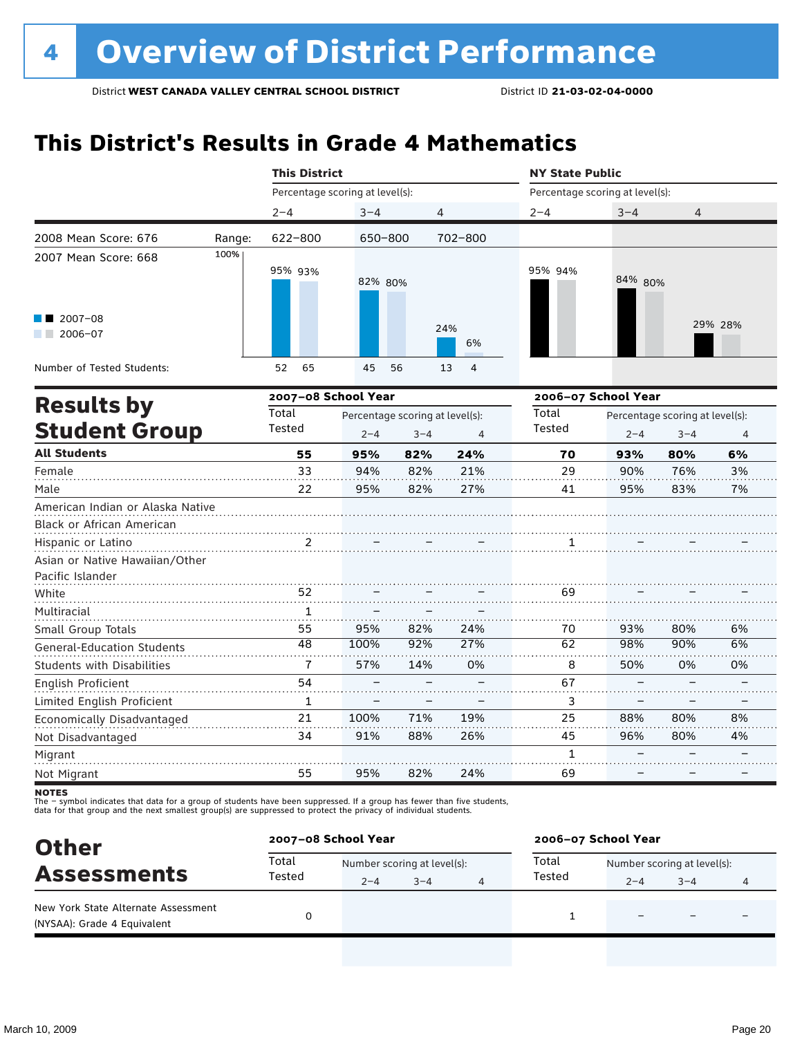# 4 Overview of District Performance

District **WEST CANADA VALLEY CENTRAL SCHOOL DISTRICT** District ID **21-03-02-04-0000**

## This District's Results in Grade 4 Mathematics

| | | This District | | | NY State Public | | |
|---|---|---|---|---|---|---|---|
| | | Percentage scoring at level(s): | | | Percentage scoring at level(s): | | |
| | | 2–4 | 3–4 | 4 | 2–4 | 3–4 | 4 |
| 2008 Mean Score: 676 | Range: | 622–800 | 650–800 | 702–800 | | | |
| 2007 Mean Score: 668 | | | | | | | |
| 2007–08 | | 95% | 82% | 24% | 95% | 84% | 29% |
| 2006–07 | | 93% | 80% | 6% | 94% | 80% | 28% |
| Number of Tested Students: 2007–08 | | 52 | 45 | 13 | | | |
| Number of Tested Students: 2006–07 | | 65 | 56 | 4 | | | |

## Results by Student Group

| | 2007–08 School Year | | | | 2006–07 School Year | | | |
|---|---|---|---|---|---|---|---|---|
| | Total Tested | Percentage scoring at level(s): 2–4 | 3–4 | 4 | Total Tested | Percentage scoring at level(s): 2–4 | 3–4 | 4 |
| **All Students** | **55** | **95%** | **82%** | **24%** | **70** | **93%** | **80%** | **6%** |
| Female | 33 | 94% | 82% | 21% | 29 | 90% | 76% | 3% |
| Male | 22 | 95% | 82% | 27% | 41 | 95% | 83% | 7% |
| American Indian or Alaska Native | | | | | | | | |
| Black or African American | | | | | | | | |
| Hispanic or Latino | 2 | – | – | – | 1 | – | – | – |
| Asian or Native Hawaiian/Other Pacific Islander | | | | | | | | |
| White | 52 | – | – | – | 69 | – | – | – |
| Multiracial | 1 | – | – | – | | | | |
| Small Group Totals | 55 | 95% | 82% | 24% | 70 | 93% | 80% | 6% |
| General-Education Students | 48 | 100% | 92% | 27% | 62 | 98% | 90% | 6% |
| Students with Disabilities | 7 | 57% | 14% | 0% | 8 | 50% | 0% | 0% |
| English Proficient | 54 | – | – | – | 67 | – | – | – |
| Limited English Proficient | 1 | – | – | – | 3 | – | – | – |
| Economically Disadvantaged | 21 | 100% | 71% | 19% | 25 | 88% | 80% | 8% |
| Not Disadvantaged | 34 | 91% | 88% | 26% | 45 | 96% | 80% | 4% |
| Migrant | | | | | 1 | – | – | – |
| Not Migrant | 55 | 95% | 82% | 24% | 69 | – | – | – |

**NOTES**
The – symbol indicates that data for a group of students have been suppressed. If a group has fewer than five students, data for that group and the next smallest group(s) are suppressed to protect the privacy of individual students.

## Other Assessments

| | 2007–08 School Year | | | | 2006–07 School Year | | | |
|---|---|---|---|---|---|---|---|---|
| | Total Tested | Number scoring at level(s): 2–4 | 3–4 | 4 | Total Tested | Number scoring at level(s): 2–4 | 3–4 | 4 |
| New York State Alternate Assessment (NYSAA): Grade 4 Equivalent | 0 | | | | 1 | – | – | – |

March 10, 2009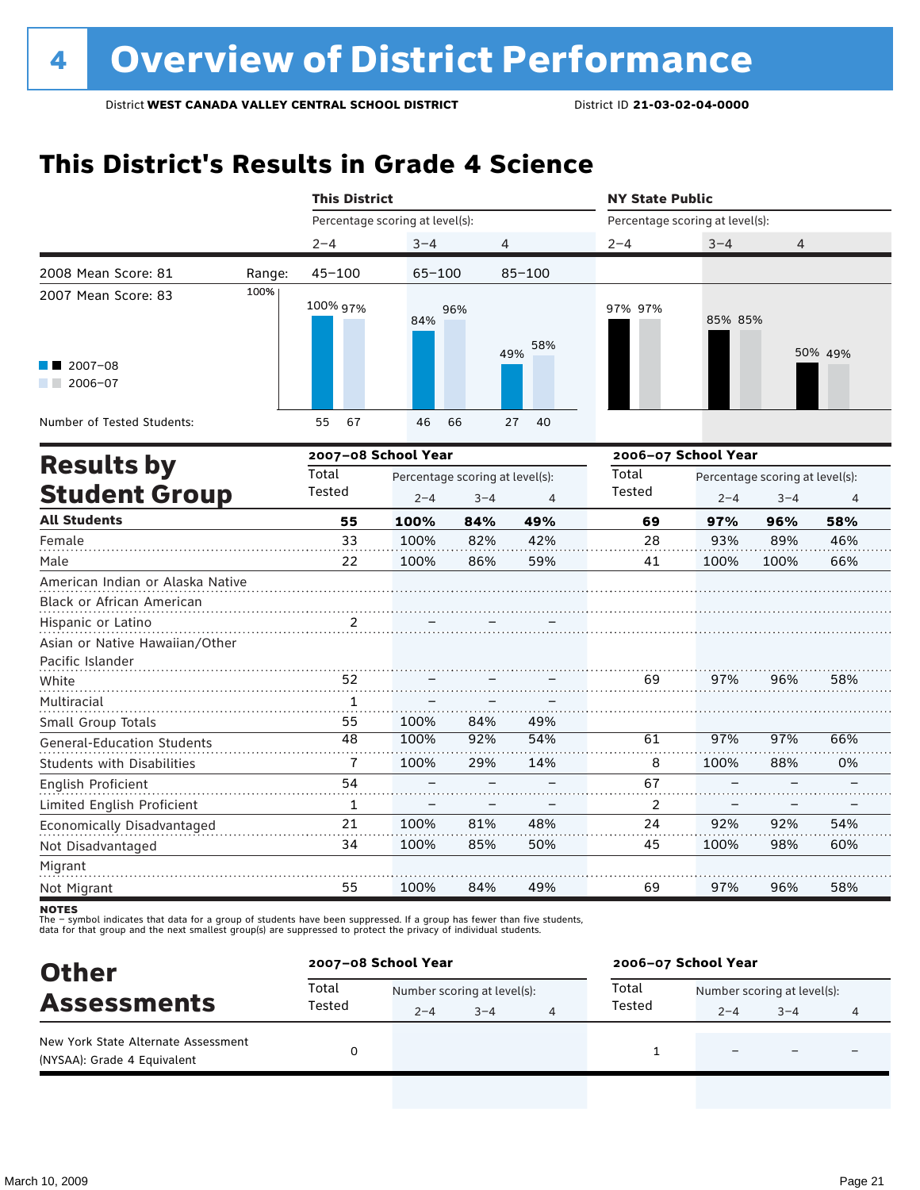# 4 Overview of District Performance

District **WEST CANADA VALLEY CENTRAL SCHOOL DISTRICT** District ID **21-03-02-04-0000**

## This District's Results in Grade 4 Science

| | This District | | | NY State Public | | |
|---|---|---|---|---|---|---|
| Percentage scoring at level(s): | 2–4 | 3–4 | 4 | 2–4 | 3–4 | 4 |
| Range: | 45–100 | 65–100 | 85–100 | | | |
| 2007–08 | 100% | 84% | 49% | 97% | 85% | 50% |
| 2006–07 | 97% | 96% | 58% | 97% | 85% | 49% |
| Number of Tested Students (2007–08) | 55 | 46 | 27 | | | |
| Number of Tested Students (2006–07) | 67 | 66 | 40 | | | |

2008 Mean Score: 81

2007 Mean Score: 83

## Results by Student Group

| | 2007–08 School Year | | | | 2006–07 School Year | | | |
|---|---|---|---|---|---|---|---|---|
| | Total Tested | Percentage scoring at level(s): 2–4 | 3–4 | 4 | Total Tested | Percentage scoring at level(s): 2–4 | 3–4 | 4 |
| **All Students** | **55** | **100%** | **84%** | **49%** | **69** | **97%** | **96%** | **58%** |
| Female | 33 | 100% | 82% | 42% | 28 | 93% | 89% | 46% |
| Male | 22 | 100% | 86% | 59% | 41 | 100% | 100% | 66% |
| American Indian or Alaska Native | | | | | | | | |
| Black or African American | | | | | | | | |
| Hispanic or Latino | 2 | – | – | – | | | | |
| Asian or Native Hawaiian/Other Pacific Islander | | | | | | | | |
| White | 52 | – | – | – | 69 | 97% | 96% | 58% |
| Multiracial | 1 | – | – | – | | | | |
| Small Group Totals | 55 | 100% | 84% | 49% | | | | |
| General-Education Students | 48 | 100% | 92% | 54% | 61 | 97% | 97% | 66% |
| Students with Disabilities | 7 | 100% | 29% | 14% | 8 | 100% | 88% | 0% |
| English Proficient | 54 | – | – | – | 67 | – | – | – |
| Limited English Proficient | 1 | – | – | – | 2 | – | – | – |
| Economically Disadvantaged | 21 | 100% | 81% | 48% | 24 | 92% | 92% | 54% |
| Not Disadvantaged | 34 | 100% | 85% | 50% | 45 | 100% | 98% | 60% |
| Migrant | | | | | | | | |
| Not Migrant | 55 | 100% | 84% | 49% | 69 | 97% | 96% | 58% |

**NOTES**
The – symbol indicates that data for a group of students have been suppressed. If a group has fewer than five students, data for that group and the next smallest group(s) are suppressed to protect the privacy of individual students.

## Other Assessments

| | 2007–08 School Year | | | | 2006–07 School Year | | | |
|---|---|---|---|---|---|---|---|---|
| | Total Tested | Number scoring at level(s): 2–4 | 3–4 | 4 | Total Tested | Number scoring at level(s): 2–4 | 3–4 | 4 |
| New York State Alternate Assessment (NYSAA): Grade 4 Equivalent | 0 | | | | 1 | – | – | – |

March 10, 2009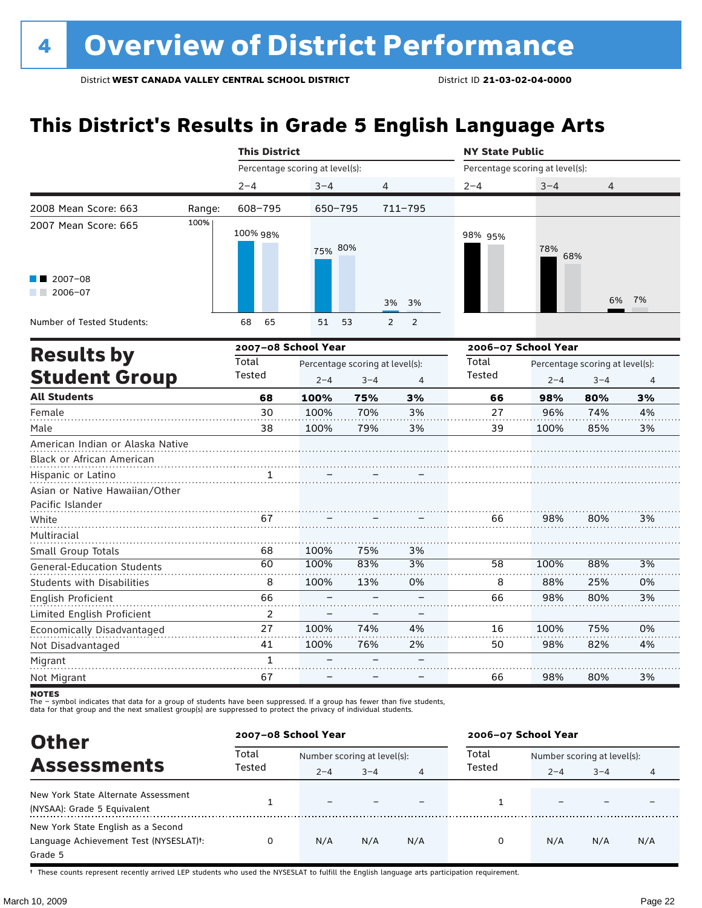# 4 Overview of District Performance

District **WEST CANADA VALLEY CENTRAL SCHOOL DISTRICT** District ID **21-03-02-04-0000**

## This District's Results in Grade 5 English Language Arts

| | | This District | | | NY State Public | | |
|---|---|---|---|---|---|---|---|
| | | Percentage scoring at level(s): | | | Percentage scoring at level(s): | | |
| | | 2–4 | 3–4 | 4 | 2–4 | 3–4 | 4 |
| 2008 Mean Score: 663 | Range: | 608–795 | 650–795 | 711–795 | | | |
| 2007 Mean Score: 665 | | | | | | | |
| 2007–08 | | 100% | 75% | 3% | 98% | 78% | 6% |
| 2006–07 | | 98% | 80% | 3% | 95% | 68% | 7% |
| Number of Tested Students: 2007–08 | | 68 | 51 | 2 | | | |
| Number of Tested Students: 2006–07 | | 65 | 53 | 2 | | | |

## Results by Student Group

| | 2007–08 School Year | | | | 2006–07 School Year | | | |
|---|---|---|---|---|---|---|---|---|
| | Total Tested | Percentage scoring at level(s): 2–4 | 3–4 | 4 | Total Tested | Percentage scoring at level(s): 2–4 | 3–4 | 4 |
| **All Students** | **68** | **100%** | **75%** | **3%** | **66** | **98%** | **80%** | **3%** |
| Female | 30 | 100% | 70% | 3% | 27 | 96% | 74% | 4% |
| Male | 38 | 100% | 79% | 3% | 39 | 100% | 85% | 3% |
| American Indian or Alaska Native | | | | | | | | |
| Black or African American | | | | | | | | |
| Hispanic or Latino | 1 | – | – | – | | | | |
| Asian or Native Hawaiian/Other Pacific Islander | | | | | | | | |
| White | 67 | – | – | – | 66 | 98% | 80% | 3% |
| Multiracial | | | | | | | | |
| Small Group Totals | 68 | 100% | 75% | 3% | | | | |
| General-Education Students | 60 | 100% | 83% | 3% | 58 | 100% | 88% | 3% |
| Students with Disabilities | 8 | 100% | 13% | 0% | 8 | 88% | 25% | 0% |
| English Proficient | 66 | – | – | – | 66 | 98% | 80% | 3% |
| Limited English Proficient | 2 | – | – | – | | | | |
| Economically Disadvantaged | 27 | 100% | 74% | 4% | 16 | 100% | 75% | 0% |
| Not Disadvantaged | 41 | 100% | 76% | 2% | 50 | 98% | 82% | 4% |
| Migrant | 1 | – | – | – | | | | |
| Not Migrant | 67 | – | – | – | 66 | 98% | 80% | 3% |

**NOTES**
The – symbol indicates that data for a group of students have been suppressed. If a group has fewer than five students, data for that group and the next smallest group(s) are suppressed to protect the privacy of individual students.

## Other Assessments

| | 2007–08 School Year | | | | 2006–07 School Year | | | |
|---|---|---|---|---|---|---|---|---|
| | Total Tested | Number scoring at level(s): 2–4 | 3–4 | 4 | Total Tested | Number scoring at level(s): 2–4 | 3–4 | 4 |
| New York State Alternate Assessment (NYSAA): Grade 5 Equivalent | 1 | – | – | – | 1 | – | – | – |
| New York State English as a Second Language Achievement Test (NYSESLAT)†: Grade 5 | 0 | N/A | N/A | N/A | 0 | N/A | N/A | N/A |

† These counts represent recently arrived LEP students who used the NYSESLAT to fulfill the English language arts participation requirement.

March 10, 2009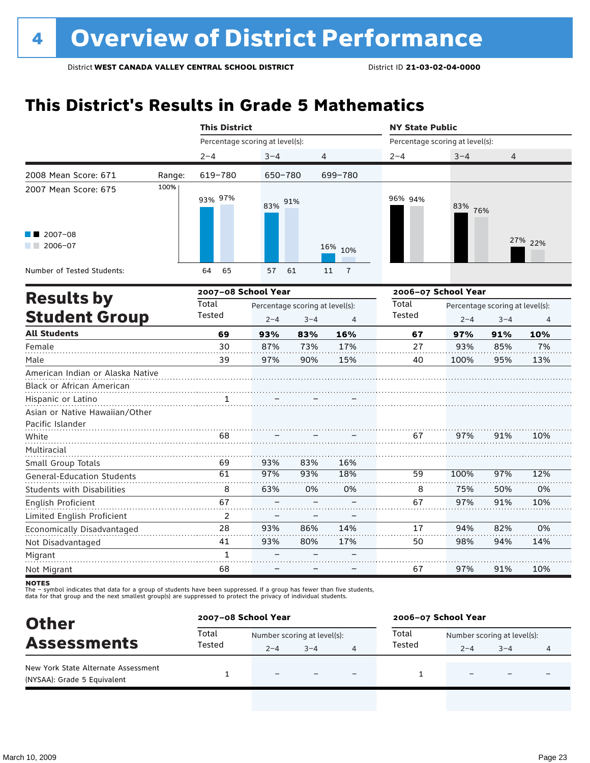# 4 Overview of District Performance

District **WEST CANADA VALLEY CENTRAL SCHOOL DISTRICT** District ID **21-03-02-04-0000**

## This District's Results in Grade 5 Mathematics

| | | This District | | | NY State Public | | |
|---|---|---|---|---|---|---|---|
| | | Percentage scoring at level(s): | | | Percentage scoring at level(s): | | |
| | | 2–4 | 3–4 | 4 | 2–4 | 3–4 | 4 |
| 2008 Mean Score: 671 | Range: | 619–780 | 650–780 | 699–780 | | | |
| 2007 Mean Score: 675 | | | | | | | |
| 2007–08 | | 93% | 83% | 16% | 96% | 83% | 27% |
| 2006–07 | | 97% | 91% | 10% | 94% | 76% | 22% |
| Number of Tested Students: 2007–08 | | 64 | 57 | 11 | | | |
| Number of Tested Students: 2006–07 | | 65 | 61 | 7 | | | |

## Results by Student Group

| | 2007–08 School Year | | | | 2006–07 School Year | | | |
|---|---|---|---|---|---|---|---|---|
| | Total Tested | Percentage scoring at level(s): | | | Total Tested | Percentage scoring at level(s): | | |
| | | 2–4 | 3–4 | 4 | | 2–4 | 3–4 | 4 |
| **All Students** | **69** | **93%** | **83%** | **16%** | **67** | **97%** | **91%** | **10%** |
| Female | 30 | 87% | 73% | 17% | 27 | 93% | 85% | 7% |
| Male | 39 | 97% | 90% | 15% | 40 | 100% | 95% | 13% |
| American Indian or Alaska Native | | | | | | | | |
| Black or African American | | | | | | | | |
| Hispanic or Latino | 1 | – | – | – | | | | |
| Asian or Native Hawaiian/Other Pacific Islander | | | | | | | | |
| White | 68 | – | – | – | 67 | 97% | 91% | 10% |
| Multiracial | | | | | | | | |
| Small Group Totals | 69 | 93% | 83% | 16% | | | | |
| General-Education Students | 61 | 97% | 93% | 18% | 59 | 100% | 97% | 12% |
| Students with Disabilities | 8 | 63% | 0% | 0% | 8 | 75% | 50% | 0% |
| English Proficient | 67 | – | – | – | 67 | 97% | 91% | 10% |
| Limited English Proficient | 2 | – | – | – | | | | |
| Economically Disadvantaged | 28 | 93% | 86% | 14% | 17 | 94% | 82% | 0% |
| Not Disadvantaged | 41 | 93% | 80% | 17% | 50 | 98% | 94% | 14% |
| Migrant | 1 | – | – | – | | | | |
| Not Migrant | 68 | – | – | – | 67 | 97% | 91% | 10% |

**NOTES**
The – symbol indicates that data for a group of students have been suppressed. If a group has fewer than five students, data for that group and the next smallest group(s) are suppressed to protect the privacy of individual students.

## Other Assessments

| | 2007–08 School Year | | | | 2006–07 School Year | | | |
|---|---|---|---|---|---|---|---|---|
| | Total Tested | Number scoring at level(s): | | | Total Tested | Number scoring at level(s): | | |
| | | 2–4 | 3–4 | 4 | | 2–4 | 3–4 | 4 |
| New York State Alternate Assessment (NYSAA): Grade 5 Equivalent | 1 | – | – | – | 1 | – | – | – |

March 10, 2009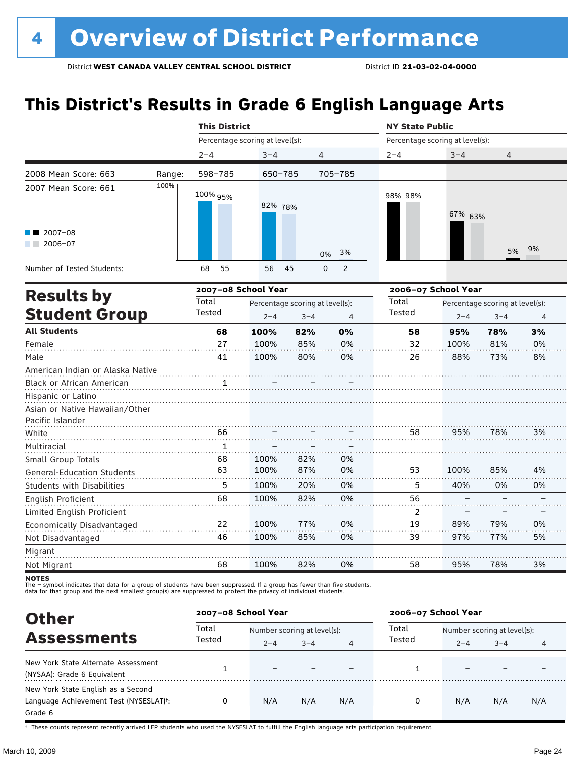# 4 Overview of District Performance

District **WEST CANADA VALLEY CENTRAL SCHOOL DISTRICT** District ID **21-03-02-04-0000**

## This District's Results in Grade 6 English Language Arts

| | | This District | | | NY State Public | | |
|---|---|---|---|---|---|---|---|
| | | Percentage scoring at level(s): | | | Percentage scoring at level(s): | | |
| | | 2–4 | 3–4 | 4 | 2–4 | 3–4 | 4 |
| 2008 Mean Score: 663 | Range: | 598–785 | 650–785 | 705–785 | | | |
| 2007 Mean Score: 661 | 2007–08 | 100% | 82% | 0% | 98% | 67% | 5% |
| | 2006–07 | 95% | 78% | 3% | 98% | 63% | 9% |
| Number of Tested Students: | 2007–08 | 68 | 56 | 0 | | | |
| | 2006–07 | 55 | 45 | 2 | | | |

## Results by Student Group

| | 2007–08 School Year | | | | 2006–07 School Year | | | |
|---|---|---|---|---|---|---|---|---|
| | Total Tested | Percentage scoring at level(s): | | | Total Tested | Percentage scoring at level(s): | | |
| | | 2–4 | 3–4 | 4 | | 2–4 | 3–4 | 4 |
| **All Students** | **68** | **100%** | **82%** | **0%** | **58** | **95%** | **78%** | **3%** |
| Female | 27 | 100% | 85% | 0% | 32 | 100% | 81% | 0% |
| Male | 41 | 100% | 80% | 0% | 26 | 88% | 73% | 8% |
| American Indian or Alaska Native | | | | | | | | |
| Black or African American | 1 | – | – | – | | | | |
| Hispanic or Latino | | | | | | | | |
| Asian or Native Hawaiian/Other Pacific Islander | | | | | | | | |
| White | 66 | – | – | – | 58 | 95% | 78% | 3% |
| Multiracial | 1 | – | – | – | | | | |
| Small Group Totals | 68 | 100% | 82% | 0% | | | | |
| General-Education Students | 63 | 100% | 87% | 0% | 53 | 100% | 85% | 4% |
| Students with Disabilities | 5 | 100% | 20% | 0% | 5 | 40% | 0% | 0% |
| English Proficient | 68 | 100% | 82% | 0% | 56 | – | – | – |
| Limited English Proficient | | | | | 2 | – | – | – |
| Economically Disadvantaged | 22 | 100% | 77% | 0% | 19 | 89% | 79% | 0% |
| Not Disadvantaged | 46 | 100% | 85% | 0% | 39 | 97% | 77% | 5% |
| Migrant | | | | | | | | |
| Not Migrant | 68 | 100% | 82% | 0% | 58 | 95% | 78% | 3% |

**NOTES**
The – symbol indicates that data for a group of students have been suppressed. If a group has fewer than five students, data for that group and the next smallest group(s) are suppressed to protect the privacy of individual students.

## Other Assessments

| | 2007–08 School Year | | | | 2006–07 School Year | | | |
|---|---|---|---|---|---|---|---|---|
| | Total Tested | Number scoring at level(s): | | | Total Tested | Number scoring at level(s): | | |
| | | 2–4 | 3–4 | 4 | | 2–4 | 3–4 | 4 |
| New York State Alternate Assessment (NYSAA): Grade 6 Equivalent | 1 | – | – | – | 1 | – | – | – |
| New York State English as a Second Language Achievement Test (NYSESLAT)†: Grade 6 | 0 | N/A | N/A | N/A | 0 | N/A | N/A | N/A |

† These counts represent recently arrived LEP students who used the NYSESLAT to fulfill the English language arts participation requirement.

March 10, 2009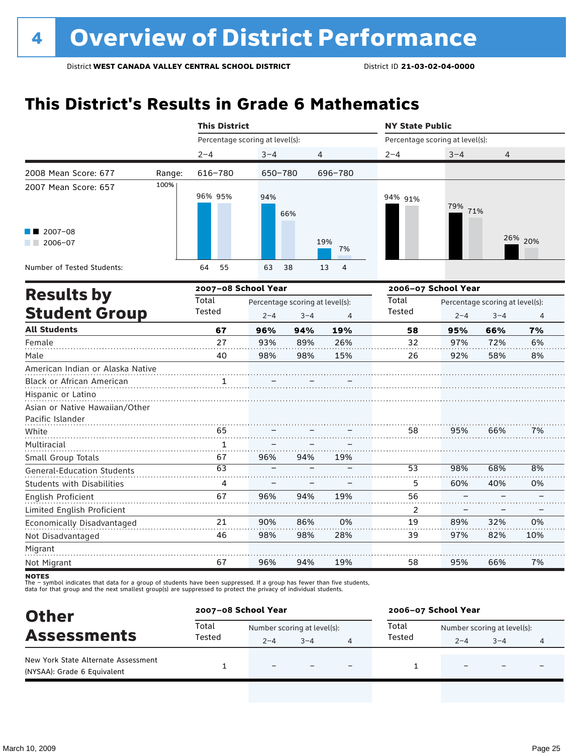# 4 Overview of District Performance

District **WEST CANADA VALLEY CENTRAL SCHOOL DISTRICT** District ID **21-03-02-04-0000**

## This District's Results in Grade 6 Mathematics

| | This District 2–4 | This District 3–4 | This District 4 | NY State Public 2–4 | NY State Public 3–4 | NY State Public 4 |
|---|---|---|---|---|---|---|
| 2008 Mean Score: 677 — Range: | 616–780 | 650–780 | 696–780 | | | |
| 2007 Mean Score: 657 | | | | | | |
| 2007–08 | 96% | 94% | 19% | 94% | 79% | 26% |
| 2006–07 | 95% | 66% | 7% | 91% | 71% | 20% |
| Number of Tested Students: 2007–08 | 64 | 63 | 13 | | | |
| Number of Tested Students: 2006–07 | 55 | 38 | 4 | | | |

## Results by Student Group

| | 2007–08 Total Tested | 2007–08 2–4 | 2007–08 3–4 | 2007–08 4 | 2006–07 Total Tested | 2006–07 2–4 | 2006–07 3–4 | 2006–07 4 |
|---|---|---|---|---|---|---|---|---|
| **All Students** | **67** | **96%** | **94%** | **19%** | **58** | **95%** | **66%** | **7%** |
| Female | 27 | 93% | 89% | 26% | 32 | 97% | 72% | 6% |
| Male | 40 | 98% | 98% | 15% | 26 | 92% | 58% | 8% |
| American Indian or Alaska Native | | | | | | | | |
| Black or African American | 1 | – | – | – | | | | |
| Hispanic or Latino | | | | | | | | |
| Asian or Native Hawaiian/Other Pacific Islander | | | | | | | | |
| White | 65 | – | – | – | 58 | 95% | 66% | 7% |
| Multiracial | 1 | – | – | – | | | | |
| Small Group Totals | 67 | 96% | 94% | 19% | | | | |
| General-Education Students | 63 | – | – | – | 53 | 98% | 68% | 8% |
| Students with Disabilities | 4 | – | – | – | 5 | 60% | 40% | 0% |
| English Proficient | 67 | 96% | 94% | 19% | 56 | – | – | – |
| Limited English Proficient | | | | | 2 | – | – | – |
| Economically Disadvantaged | 21 | 90% | 86% | 0% | 19 | 89% | 32% | 0% |
| Not Disadvantaged | 46 | 98% | 98% | 28% | 39 | 97% | 82% | 10% |
| Migrant | | | | | | | | |
| Not Migrant | 67 | 96% | 94% | 19% | 58 | 95% | 66% | 7% |

**NOTES**
The – symbol indicates that data for a group of students have been suppressed. If a group has fewer than five students, data for that group and the next smallest group(s) are suppressed to protect the privacy of individual students.

## Other Assessments

| | 2007–08 Total Tested | 2007–08 2–4 | 2007–08 3–4 | 2007–08 4 | 2006–07 Total Tested | 2006–07 2–4 | 2006–07 3–4 | 2006–07 4 |
|---|---|---|---|---|---|---|---|---|
| New York State Alternate Assessment (NYSAA): Grade 6 Equivalent | 1 | – | – | – | 1 | – | – | – |

March 10, 2009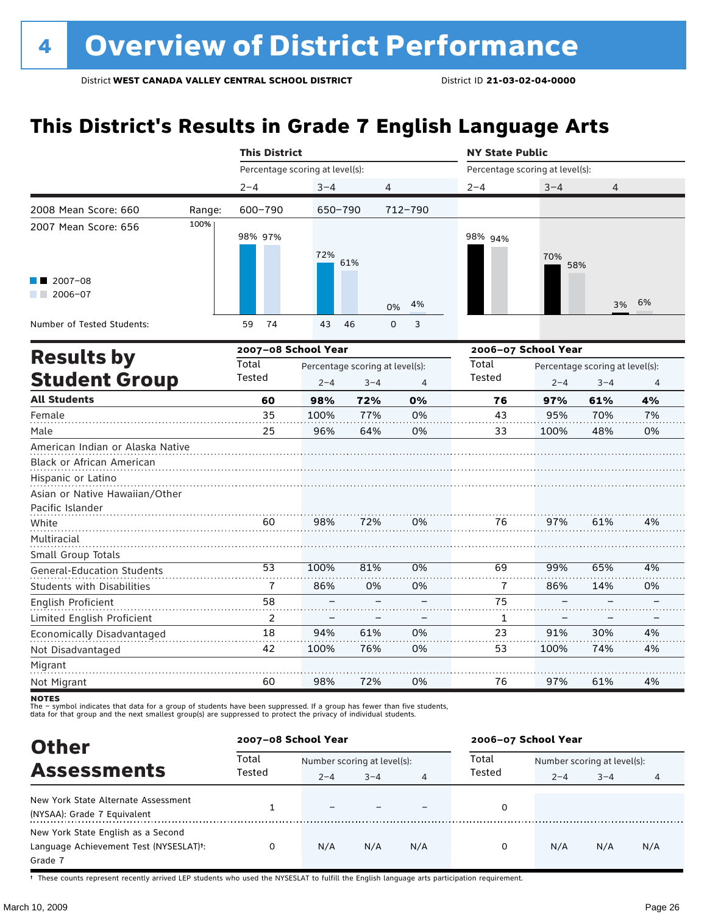# 4 Overview of District Performance

District **WEST CANADA VALLEY CENTRAL SCHOOL DISTRICT** District ID **21-03-02-04-0000**

## This District's Results in Grade 7 English Language Arts

| | | This District | | | NY State Public | | |
|---|---|---|---|---|---|---|---|
| | | Percentage scoring at level(s): | | | Percentage scoring at level(s): | | |
| | | 2–4 | 3–4 | 4 | 2–4 | 3–4 | 4 |
| 2008 Mean Score: 660 | Range: | 600–790 | 650–790 | 712–790 | | | |
| 2007 Mean Score: 656 | | | | | | | |
| 2007–08 | | 98% | 72% | 0% | 98% | 70% | 3% |
| 2006–07 | | 97% | 61% | 4% | 94% | 58% | 6% |
| Number of Tested Students: 2007–08 | | 59 | 43 | 0 | | | |
| Number of Tested Students: 2006–07 | | 74 | 46 | 3 | | | |

## Results by Student Group

| | 2007–08 School Year | | | | 2006–07 School Year | | | |
|---|---|---|---|---|---|---|---|---|
| | Total Tested | Percentage scoring at level(s): | | | Total Tested | Percentage scoring at level(s): | | |
| | | 2–4 | 3–4 | 4 | | 2–4 | 3–4 | 4 |
| **All Students** | **60** | **98%** | **72%** | **0%** | **76** | **97%** | **61%** | **4%** |
| Female | 35 | 100% | 77% | 0% | 43 | 95% | 70% | 7% |
| Male | 25 | 96% | 64% | 0% | 33 | 100% | 48% | 0% |
| American Indian or Alaska Native | | | | | | | | |
| Black or African American | | | | | | | | |
| Hispanic or Latino | | | | | | | | |
| Asian or Native Hawaiian/Other Pacific Islander | | | | | | | | |
| White | 60 | 98% | 72% | 0% | 76 | 97% | 61% | 4% |
| Multiracial | | | | | | | | |
| Small Group Totals | | | | | | | | |
| General-Education Students | 53 | 100% | 81% | 0% | 69 | 99% | 65% | 4% |
| Students with Disabilities | 7 | 86% | 0% | 0% | 7 | 86% | 14% | 0% |
| English Proficient | 58 | – | – | – | 75 | – | – | – |
| Limited English Proficient | 2 | – | – | – | 1 | – | – | – |
| Economically Disadvantaged | 18 | 94% | 61% | 0% | 23 | 91% | 30% | 4% |
| Not Disadvantaged | 42 | 100% | 76% | 0% | 53 | 100% | 74% | 4% |
| Migrant | | | | | | | | |
| Not Migrant | 60 | 98% | 72% | 0% | 76 | 97% | 61% | 4% |

**NOTES**
The – symbol indicates that data for a group of students have been suppressed. If a group has fewer than five students, data for that group and the next smallest group(s) are suppressed to protect the privacy of individual students.

## Other Assessments

| | 2007–08 School Year | | | | 2006–07 School Year | | | |
|---|---|---|---|---|---|---|---|---|
| | Total Tested | Number scoring at level(s): | | | Total Tested | Number scoring at level(s): | | |
| | | 2–4 | 3–4 | 4 | | 2–4 | 3–4 | 4 |
| New York State Alternate Assessment (NYSAA): Grade 7 Equivalent | 1 | – | – | – | 0 | | | |
| New York State English as a Second Language Achievement Test (NYSESLAT)†: Grade 7 | 0 | N/A | N/A | N/A | 0 | N/A | N/A | N/A |

† These counts represent recently arrived LEP students who used the NYSESLAT to fulfill the English language arts participation requirement.

March 10, 2009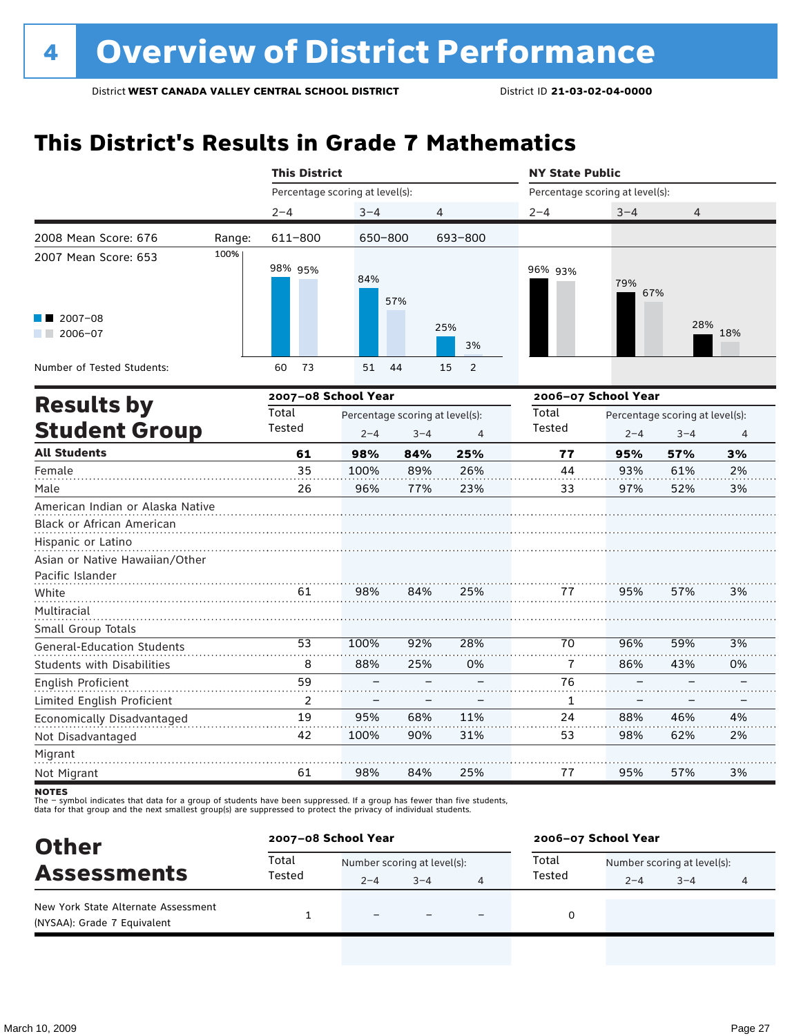# 4 Overview of District Performance

District **WEST CANADA VALLEY CENTRAL SCHOOL DISTRICT** District ID **21-03-02-04-0000**

## This District's Results in Grade 7 Mathematics

| | This District | | | NY State Public | | |
|---|---|---|---|---|---|---|
| | Percentage scoring at level(s): | | | Percentage scoring at level(s): | | |
| | 2–4 | 3–4 | 4 | 2–4 | 3–4 | 4 |
| Range: | 611–800 | 650–800 | 693–800 | | | |
| 2007–08 | 98% | 84% | 25% | 96% | 79% | 28% |
| 2006–07 | 95% | 57% | 3% | 93% | 67% | 18% |
| Number of Tested Students: 2007–08 | 60 | 51 | 15 | | | |
| Number of Tested Students: 2006–07 | 73 | 44 | 2 | | | |

2008 Mean Score: 676
2007 Mean Score: 653

## Results by Student Group

| | 2007–08 School Year | | | | 2006–07 School Year | | | |
|---|---|---|---|---|---|---|---|---|
| | Total Tested | Percentage scoring at level(s): | | | Total Tested | Percentage scoring at level(s): | | |
| | | 2–4 | 3–4 | 4 | | 2–4 | 3–4 | 4 |
| **All Students** | **61** | **98%** | **84%** | **25%** | **77** | **95%** | **57%** | **3%** |
| Female | 35 | 100% | 89% | 26% | 44 | 93% | 61% | 2% |
| Male | 26 | 96% | 77% | 23% | 33 | 97% | 52% | 3% |
| American Indian or Alaska Native | | | | | | | | |
| Black or African American | | | | | | | | |
| Hispanic or Latino | | | | | | | | |
| Asian or Native Hawaiian/Other Pacific Islander | | | | | | | | |
| White | 61 | 98% | 84% | 25% | 77 | 95% | 57% | 3% |
| Multiracial | | | | | | | | |
| Small Group Totals | | | | | | | | |
| General-Education Students | 53 | 100% | 92% | 28% | 70 | 96% | 59% | 3% |
| Students with Disabilities | 8 | 88% | 25% | 0% | 7 | 86% | 43% | 0% |
| English Proficient | 59 | – | – | – | 76 | – | – | – |
| Limited English Proficient | 2 | – | – | – | 1 | – | – | – |
| Economically Disadvantaged | 19 | 95% | 68% | 11% | 24 | 88% | 46% | 4% |
| Not Disadvantaged | 42 | 100% | 90% | 31% | 53 | 98% | 62% | 2% |
| Migrant | | | | | | | | |
| Not Migrant | 61 | 98% | 84% | 25% | 77 | 95% | 57% | 3% |

**NOTES**
The – symbol indicates that data for a group of students have been suppressed. If a group has fewer than five students, data for that group and the next smallest group(s) are suppressed to protect the privacy of individual students.

## Other Assessments

| | 2007–08 School Year | | | | 2006–07 School Year | | | |
|---|---|---|---|---|---|---|---|---|
| | Total Tested | Number scoring at level(s): | | | Total Tested | Number scoring at level(s): | | |
| | | 2–4 | 3–4 | 4 | | 2–4 | 3–4 | 4 |
| New York State Alternate Assessment (NYSAA): Grade 7 Equivalent | 1 | – | – | – | 0 | | | |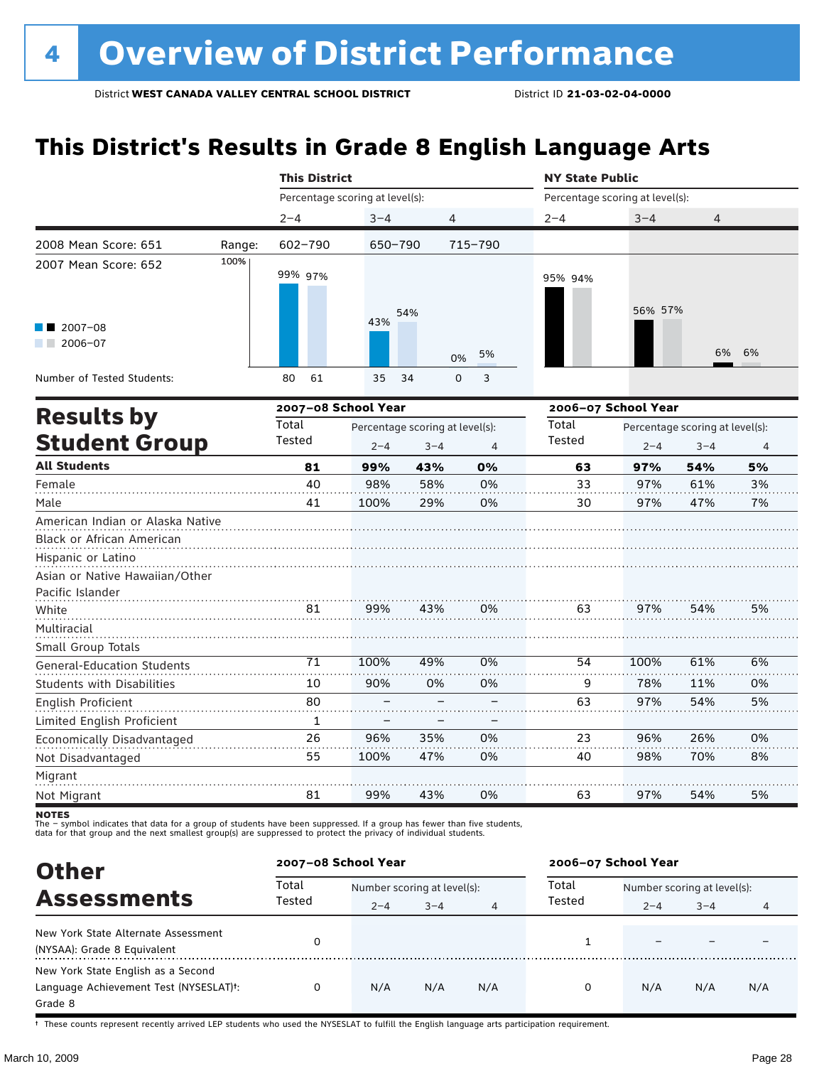# 4 Overview of District Performance

District **WEST CANADA VALLEY CENTRAL SCHOOL DISTRICT** District ID **21-03-02-04-0000**

## This District's Results in Grade 8 English Language Arts

| | | This District | | | NY State Public | | |
|---|---|---|---|---|---|---|---|
| | | Percentage scoring at level(s): | | | Percentage scoring at level(s): | | |
| | | 2–4 | 3–4 | 4 | 2–4 | 3–4 | 4 |
| 2008 Mean Score: 651 | Range: | 602–790 | 650–790 | 715–790 | | | |
| 2007 Mean Score: 652 | | | | | | | |
| 2007–08 | | 99% | 43% | 0% | 95% | 56% | 6% |
| 2006–07 | | 97% | 54% | 5% | 94% | 57% | 6% |
| Number of Tested Students: 2007–08 | | 80 | 35 | 0 | | | |
| Number of Tested Students: 2006–07 | | 61 | 34 | 3 | | | |

## Results by Student Group

| | 2007–08 School Year | | | | 2006–07 School Year | | | |
|---|---|---|---|---|---|---|---|---|
| | Total Tested | Percentage scoring at level(s): | | | Total Tested | Percentage scoring at level(s): | | |
| | | 2–4 | 3–4 | 4 | | 2–4 | 3–4 | 4 |
| **All Students** | **81** | **99%** | **43%** | **0%** | **63** | **97%** | **54%** | **5%** |
| Female | 40 | 98% | 58% | 0% | 33 | 97% | 61% | 3% |
| Male | 41 | 100% | 29% | 0% | 30 | 97% | 47% | 7% |
| American Indian or Alaska Native | | | | | | | | |
| Black or African American | | | | | | | | |
| Hispanic or Latino | | | | | | | | |
| Asian or Native Hawaiian/Other Pacific Islander | | | | | | | | |
| White | 81 | 99% | 43% | 0% | 63 | 97% | 54% | 5% |
| Multiracial | | | | | | | | |
| Small Group Totals | | | | | | | | |
| General-Education Students | 71 | 100% | 49% | 0% | 54 | 100% | 61% | 6% |
| Students with Disabilities | 10 | 90% | 0% | 0% | 9 | 78% | 11% | 0% |
| English Proficient | 80 | – | – | – | 63 | 97% | 54% | 5% |
| Limited English Proficient | 1 | – | – | – | | | | |
| Economically Disadvantaged | 26 | 96% | 35% | 0% | 23 | 96% | 26% | 0% |
| Not Disadvantaged | 55 | 100% | 47% | 0% | 40 | 98% | 70% | 8% |
| Migrant | | | | | | | | |
| Not Migrant | 81 | 99% | 43% | 0% | 63 | 97% | 54% | 5% |

**NOTES**
The – symbol indicates that data for a group of students have been suppressed. If a group has fewer than five students, data for that group and the next smallest group(s) are suppressed to protect the privacy of individual students.

## Other Assessments

| | 2007–08 School Year | | | | 2006–07 School Year | | | |
|---|---|---|---|---|---|---|---|---|
| | Total Tested | Number scoring at level(s): | | | Total Tested | Number scoring at level(s): | | |
| | | 2–4 | 3–4 | 4 | | 2–4 | 3–4 | 4 |
| New York State Alternate Assessment (NYSAA): Grade 8 Equivalent | 0 | | | | 1 | – | – | – |
| New York State English as a Second Language Achievement Test (NYSESLAT)†: Grade 8 | 0 | N/A | N/A | N/A | 0 | N/A | N/A | N/A |

† These counts represent recently arrived LEP students who used the NYSESLAT to fulfill the English language arts participation requirement.

March 10, 2009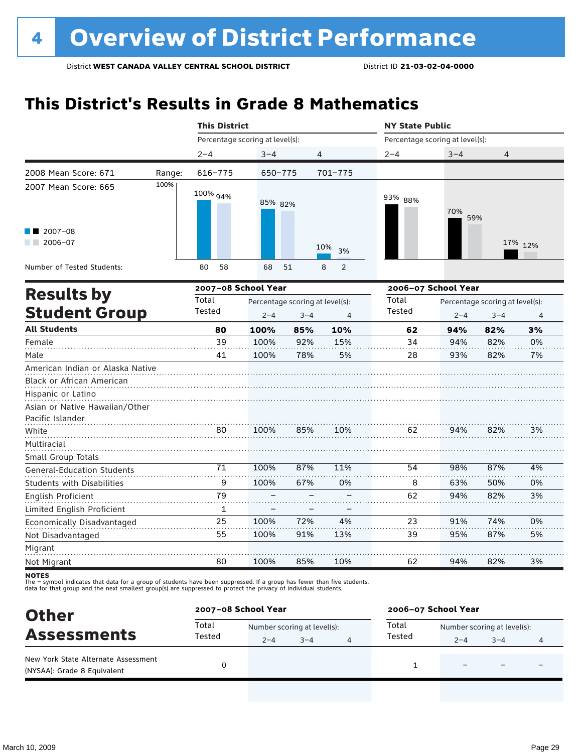# 4 Overview of District Performance

District **WEST CANADA VALLEY CENTRAL SCHOOL DISTRICT** District ID **21-03-02-04-0000**

## This District's Results in Grade 8 Mathematics

| | | This District | | | NY State Public | | |
|---|---|---|---|---|---|---|---|
| | | Percentage scoring at level(s): | | | Percentage scoring at level(s): | | |
| | | 2–4 | 3–4 | 4 | 2–4 | 3–4 | 4 |
| 2008 Mean Score: 671 | Range: | 616–775 | 650–775 | 701–775 | | | |
| 2007 Mean Score: 665 | | | | | | | |
| 2007–08 | | 100% | 85% | 10% | 93% | 70% | 17% |
| 2006–07 | | 94% | 82% | 3% | 88% | 59% | 12% |
| Number of Tested Students: 2007–08 | | 80 | 68 | 8 | | | |
| Number of Tested Students: 2006–07 | | 58 | 51 | 2 | | | |

## Results by Student Group

| | 2007–08 School Year | | | | 2006–07 School Year | | | |
|---|---|---|---|---|---|---|---|---|
| | Total Tested | Percentage scoring at level(s): 2–4 | 3–4 | 4 | Total Tested | Percentage scoring at level(s): 2–4 | 3–4 | 4 |
| **All Students** | **80** | **100%** | **85%** | **10%** | **62** | **94%** | **82%** | **3%** |
| Female | 39 | 100% | 92% | 15% | 34 | 94% | 82% | 0% |
| Male | 41 | 100% | 78% | 5% | 28 | 93% | 82% | 7% |
| American Indian or Alaska Native | | | | | | | | |
| Black or African American | | | | | | | | |
| Hispanic or Latino | | | | | | | | |
| Asian or Native Hawaiian/Other Pacific Islander | | | | | | | | |
| White | 80 | 100% | 85% | 10% | 62 | 94% | 82% | 3% |
| Multiracial | | | | | | | | |
| Small Group Totals | | | | | | | | |
| General-Education Students | 71 | 100% | 87% | 11% | 54 | 98% | 87% | 4% |
| Students with Disabilities | 9 | 100% | 67% | 0% | 8 | 63% | 50% | 0% |
| English Proficient | 79 | – | – | – | 62 | 94% | 82% | 3% |
| Limited English Proficient | 1 | – | – | – | | | | |
| Economically Disadvantaged | 25 | 100% | 72% | 4% | 23 | 91% | 74% | 0% |
| Not Disadvantaged | 55 | 100% | 91% | 13% | 39 | 95% | 87% | 5% |
| Migrant | | | | | | | | |
| Not Migrant | 80 | 100% | 85% | 10% | 62 | 94% | 82% | 3% |

**NOTES**
The – symbol indicates that data for a group of students have been suppressed. If a group has fewer than five students, data for that group and the next smallest group(s) are suppressed to protect the privacy of individual students.

## Other Assessments

| | 2007–08 School Year | | | | 2006–07 School Year | | | |
|---|---|---|---|---|---|---|---|---|
| | Total Tested | Number scoring at level(s): 2–4 | 3–4 | 4 | Total Tested | Number scoring at level(s): 2–4 | 3–4 | 4 |
| New York State Alternate Assessment (NYSAA): Grade 8 Equivalent | 0 | | | | 1 | – | – | – |

March 10, 2009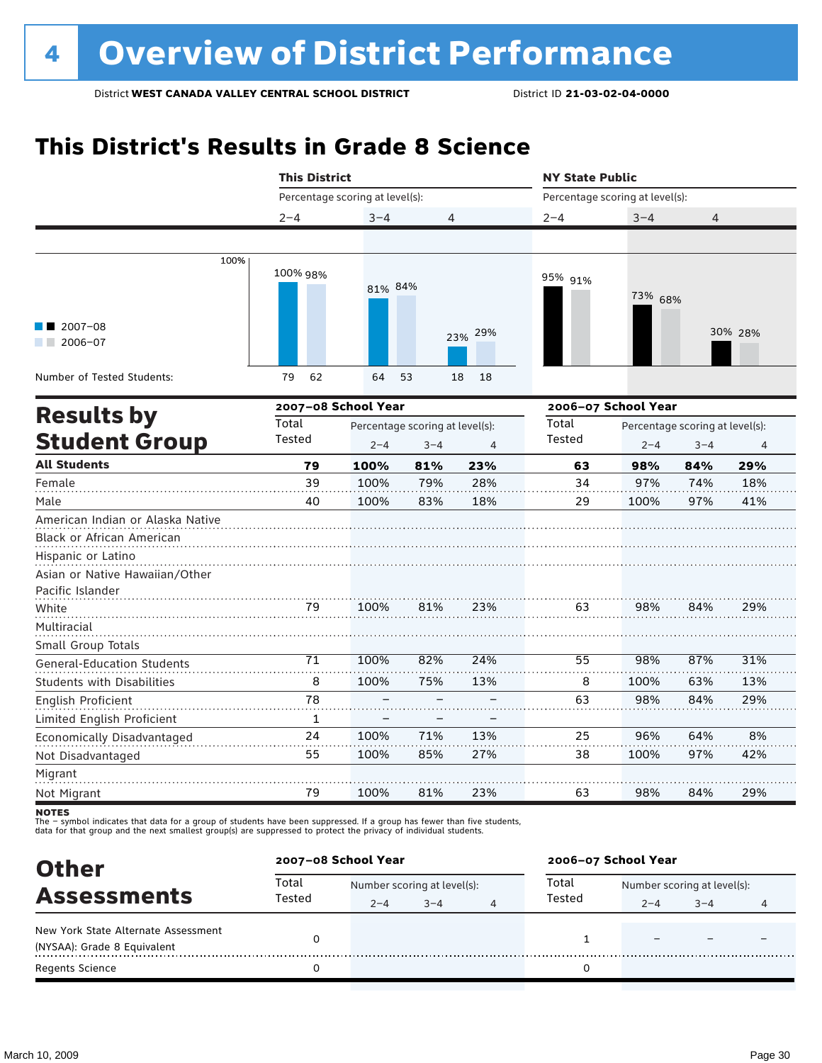# 4 Overview of District Performance

District **WEST CANADA VALLEY CENTRAL SCHOOL DISTRICT** District ID **21-03-02-04-0000**

## This District's Results in Grade 8 Science

| | This District 2–4 | This District 3–4 | This District 4 | NY State Public 2–4 | NY State Public 3–4 | NY State Public 4 |
|---|---|---|---|---|---|---|
| 2007–08 | 100% | 81% | 23% | 95% | 73% | 30% |
| 2006–07 | 98% | 84% | 29% | 91% | 68% | 28% |
| Number of Tested Students (2007–08) | 79 | 64 | 18 | | | |
| Number of Tested Students (2006–07) | 62 | 53 | 18 | | | |

## Results by Student Group

| | 2007–08 School Year Total Tested | Percentage scoring at level(s): 2–4 | 3–4 | 4 | 2006–07 School Year Total Tested | Percentage scoring at level(s): 2–4 | 3–4 | 4 |
|---|---|---|---|---|---|---|---|---|
| **All Students** | **79** | **100%** | **81%** | **23%** | **63** | **98%** | **84%** | **29%** |
| Female | 39 | 100% | 79% | 28% | 34 | 97% | 74% | 18% |
| Male | 40 | 100% | 83% | 18% | 29 | 100% | 97% | 41% |
| American Indian or Alaska Native | | | | | | | | |
| Black or African American | | | | | | | | |
| Hispanic or Latino | | | | | | | | |
| Asian or Native Hawaiian/Other Pacific Islander | | | | | | | | |
| White | 79 | 100% | 81% | 23% | 63 | 98% | 84% | 29% |
| Multiracial | | | | | | | | |
| Small Group Totals | | | | | | | | |
| General-Education Students | 71 | 100% | 82% | 24% | 55 | 98% | 87% | 31% |
| Students with Disabilities | 8 | 100% | 75% | 13% | 8 | 100% | 63% | 13% |
| English Proficient | 78 | – | – | – | 63 | 98% | 84% | 29% |
| Limited English Proficient | 1 | – | – | – | | | | |
| Economically Disadvantaged | 24 | 100% | 71% | 13% | 25 | 96% | 64% | 8% |
| Not Disadvantaged | 55 | 100% | 85% | 27% | 38 | 100% | 97% | 42% |
| Migrant | | | | | | | | |
| Not Migrant | 79 | 100% | 81% | 23% | 63 | 98% | 84% | 29% |

**NOTES**
The – symbol indicates that data for a group of students have been suppressed. If a group has fewer than five students, data for that group and the next smallest group(s) are suppressed to protect the privacy of individual students.

## Other Assessments

| | 2007–08 School Year Total Tested | Number scoring at level(s): 2–4 | 3–4 | 4 | 2006–07 School Year Total Tested | Number scoring at level(s): 2–4 | 3–4 | 4 |
|---|---|---|---|---|---|---|---|---|
| New York State Alternate Assessment (NYSAA): Grade 8 Equivalent | 0 | | | | 1 | – | – | – |
| Regents Science | 0 | | | | 0 | | | |

March 10, 2009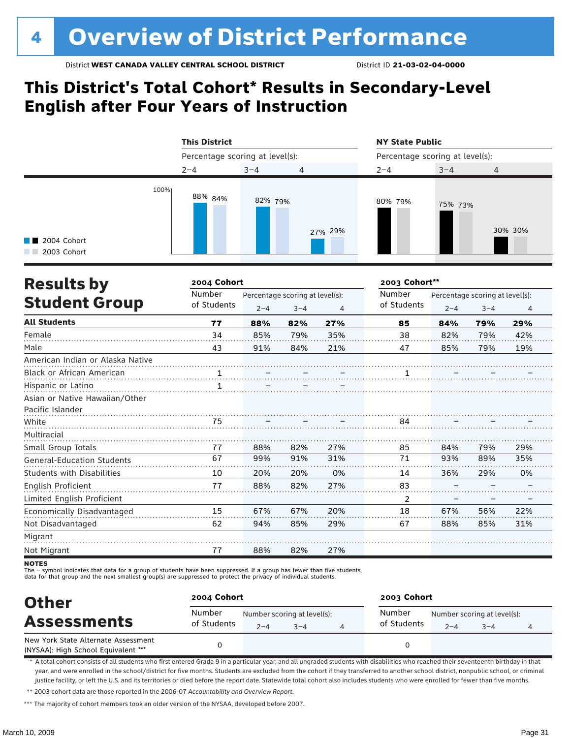// 4 Overview of District Performance

District **WEST CANADA VALLEY CENTRAL SCHOOL DISTRICT** District ID **21-03-02-04-0000**

## This District's Total Cohort* Results in Secondary-Level English after Four Years of Instruction

| | This District 2–4 | This District 3–4 | This District 4 | NY State Public 2–4 | NY State Public 3–4 | NY State Public 4 |
|---|---|---|---|---|---|---|
| 2004 Cohort | 88% | 82% | 27% | 80% | 75% | 30% |
| 2003 Cohort | 84% | 79% | 29% | 79% | 73% | 30% |

## Results by Student Group

| | 2004 Cohort | | | | 2003 Cohort** | | | |
|---|---|---|---|---|---|---|---|---|
| | Number of Students | Percentage scoring at level(s): 2–4 | 3–4 | 4 | Number of Students | Percentage scoring at level(s): 2–4 | 3–4 | 4 |
| **All Students** | **77** | **88%** | **82%** | **27%** | **85** | **84%** | **79%** | **29%** |
| Female | 34 | 85% | 79% | 35% | 38 | 82% | 79% | 42% |
| Male | 43 | 91% | 84% | 21% | 47 | 85% | 79% | 19% |
| American Indian or Alaska Native | | | | | | | | |
| Black or African American | 1 | – | – | – | 1 | – | – | – |
| Hispanic or Latino | 1 | – | – | – | | | | |
| Asian or Native Hawaiian/Other Pacific Islander | | | | | | | | |
| White | 75 | – | – | – | 84 | – | – | – |
| Multiracial | | | | | | | | |
| Small Group Totals | 77 | 88% | 82% | 27% | 85 | 84% | 79% | 29% |
| General-Education Students | 67 | 99% | 91% | 31% | 71 | 93% | 89% | 35% |
| Students with Disabilities | 10 | 20% | 20% | 0% | 14 | 36% | 29% | 0% |
| English Proficient | 77 | 88% | 82% | 27% | 83 | – | – | – |
| Limited English Proficient | | | | | 2 | – | – | – |
| Economically Disadvantaged | 15 | 67% | 67% | 20% | 18 | 67% | 56% | 22% |
| Not Disadvantaged | 62 | 94% | 85% | 29% | 67 | 88% | 85% | 31% |
| Migrant | | | | | | | | |
| Not Migrant | 77 | 88% | 82% | 27% | | | | |

**NOTES**
The – symbol indicates that data for a group of students have been suppressed. If a group has fewer than five students, data for that group and the next smallest group(s) are suppressed to protect the privacy of individual students.

## Other Assessments

| | 2004 Cohort | | | | 2003 Cohort | | | |
|---|---|---|---|---|---|---|---|---|
| | Number of Students | Number scoring at level(s): 2–4 | 3–4 | 4 | Number of Students | Number scoring at level(s): 2–4 | 3–4 | 4 |
| New York State Alternate Assessment (NYSAA): High School Equivalent *** | 0 | | | | 0 | | | |

\* A total cohort consists of all students who first entered Grade 9 in a particular year, and all ungraded students with disabilities who reached their seventeenth birthday in that year, and were enrolled in the school/district for five months. Students are excluded from the cohort if they transferred to another school district, nonpublic school, or criminal justice facility, or left the U.S. and its territories or died before the report date. Statewide total cohort also includes students who were enrolled for fewer than five months.

\*\* 2003 cohort data are those reported in the 2006-07 *Accountability and Overview Report*.

\*\*\* The majority of cohort members took an older version of the NYSAA, developed before 2007.

March 10, 2009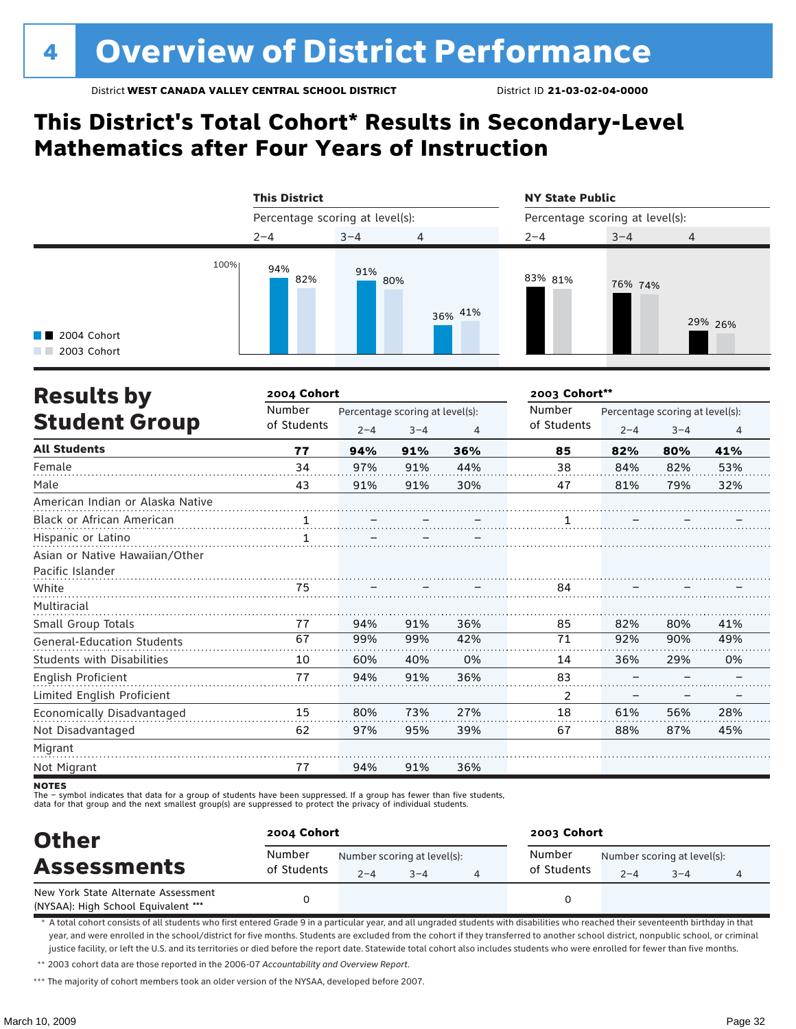# 4 Overview of District Performance

District **WEST CANADA VALLEY CENTRAL SCHOOL DISTRICT** District ID **21-03-02-04-0000**

## This District's Total Cohort* Results in Secondary-Level Mathematics after Four Years of Instruction

This District
Percentage scoring at level(s):
2–4 3–4 4
100%
94% 82%
91% 80%
36% 41%

NY State Public
Percentage scoring at level(s):
2–4 3–4 4
83% 81%
76% 74%
29% 26%

2004 Cohort
2003 Cohort

## Results by Student Group

| | 2004 Cohort | | | | 2003 Cohort** | | | |
|---|---|---|---|---|---|---|---|---|
| | Number of Students | Percentage scoring at level(s): 2–4 | 3–4 | 4 | Number of Students | Percentage scoring at level(s): 2–4 | 3–4 | 4 |
| **All Students** | **77** | **94%** | **91%** | **36%** | **85** | **82%** | **80%** | **41%** |
| Female | 34 | 97% | 91% | 44% | 38 | 84% | 82% | 53% |
| Male | 43 | 91% | 91% | 30% | 47 | 81% | 79% | 32% |
| American Indian or Alaska Native | | | | | | | | |
| Black or African American | 1 | – | – | – | 1 | – | – | – |
| Hispanic or Latino | 1 | – | – | – | | | | |
| Asian or Native Hawaiian/Other Pacific Islander | | | | | | | | |
| White | 75 | – | – | – | 84 | – | – | – |
| Multiracial | | | | | | | | |
| Small Group Totals | 77 | 94% | 91% | 36% | 85 | 82% | 80% | 41% |
| General-Education Students | 67 | 99% | 99% | 42% | 71 | 92% | 90% | 49% |
| Students with Disabilities | 10 | 60% | 40% | 0% | 14 | 36% | 29% | 0% |
| English Proficient | 77 | 94% | 91% | 36% | 83 | – | – | – |
| Limited English Proficient | | | | | 2 | – | – | – |
| Economically Disadvantaged | 15 | 80% | 73% | 27% | 18 | 61% | 56% | 28% |
| Not Disadvantaged | 62 | 97% | 95% | 39% | 67 | 88% | 87% | 45% |
| Migrant | | | | | | | | |
| Not Migrant | 77 | 94% | 91% | 36% | | | | |

**NOTES**
The – symbol indicates that data for a group of students have been suppressed. If a group has fewer than five students, data for that group and the next smallest group(s) are suppressed to protect the privacy of individual students.

## Other Assessments

| | 2004 Cohort | | | | 2003 Cohort | | | |
|---|---|---|---|---|---|---|---|---|
| | Number of Students | Number scoring at level(s): 2–4 | 3–4 | 4 | Number of Students | Number scoring at level(s): 2–4 | 3–4 | 4 |
| New York State Alternate Assessment (NYSAA): High School Equivalent *** | 0 | | | | 0 | | | |

\* A total cohort consists of all students who first entered Grade 9 in a particular year, and all ungraded students with disabilities who reached their seventeenth birthday in that year, and were enrolled in the school/district for five months. Students are excluded from the cohort if they transferred to another school district, nonpublic school, or criminal justice facility, or left the U.S. and its territories or died before the report date. Statewide total cohort also includes students who were enrolled for fewer than five months.

** 2003 cohort data are those reported in the 2006-07 *Accountability and Overview Report*.

*** The majority of cohort members took an older version of the NYSAA, developed before 2007.

March 10, 2009